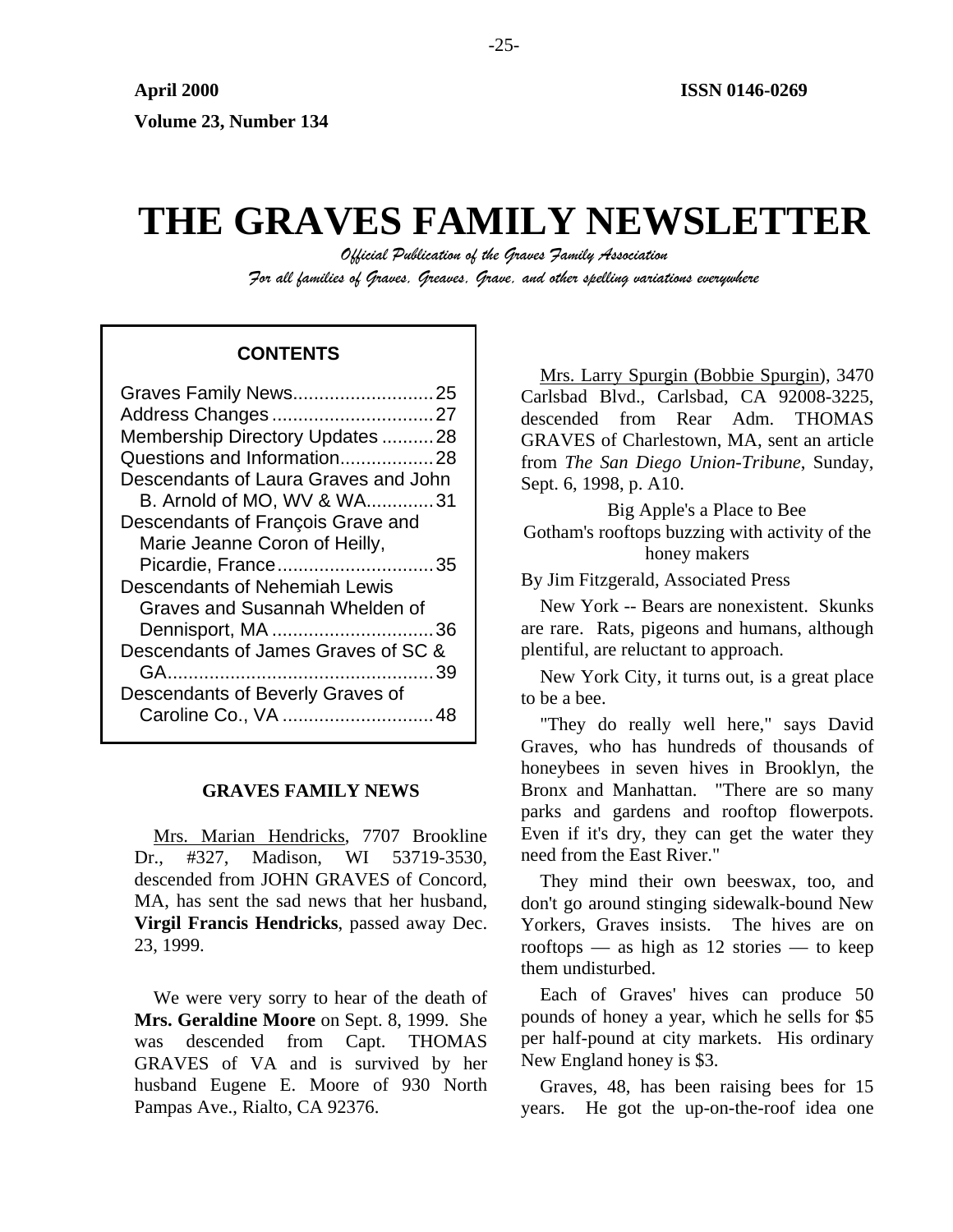April 2000

Volume 23, Number 134

ISSN 0146-0269

# THE GRAVES FAMILY NEWSLETTER

*Official Publication of the Graves Family Association*

*For all families of Graves, Greaves, Grave, and other spelling variations everywhere*

## CONTENTS

| | |
|---|---|
| Graves Family News | 25 |
| Address Changes | 27 |
| Membership Directory Updates | 28 |
| Questions and Information | 28 |
| Descendants of Laura Graves and John B. Arnold of MO, WV & WA | 31 |
| Descendants of François Grave and Marie Jeanne Coron of Heilly, Picardie, France | 35 |
| Descendants of Nehemiah Lewis Graves and Susannah Whelden of Dennisport, MA | 36 |
| Descendants of James Graves of SC & GA | 39 |
| Descendants of Beverly Graves of Caroline Co., VA | 48 |

## GRAVES FAMILY NEWS

Mrs. Marian Hendricks, 7707 Brookline Dr., #327, Madison, WI 53719-3530, descended from JOHN GRAVES of Concord, MA, has sent the sad news that her husband, **Virgil Francis Hendricks**, passed away Dec. 23, 1999.

We were very sorry to hear of the death of **Mrs. Geraldine Moore** on Sept. 8, 1999. She was descended from Capt. THOMAS GRAVES of VA and is survived by her husband Eugene E. Moore of 930 North Pampas Ave., Rialto, CA 92376.

Mrs. Larry Spurgin (Bobbie Spurgin), 3470 Carlsbad Blvd., Carlsbad, CA 92008-3225, descended from Rear Adm. THOMAS GRAVES of Charlestown, MA, sent an article from *The San Diego Union-Tribune*, Sunday, Sept. 6, 1998, p. A10.

Big Apple's a Place to Bee
Gotham's rooftops buzzing with activity of the honey makers

By Jim Fitzgerald, Associated Press

New York -- Bears are nonexistent. Skunks are rare. Rats, pigeons and humans, although plentiful, are reluctant to approach.

New York City, it turns out, is a great place to be a bee.

"They do really well here," says David Graves, who has hundreds of thousands of honeybees in seven hives in Brooklyn, the Bronx and Manhattan. "There are so many parks and gardens and rooftop flowerpots. Even if it's dry, they can get the water they need from the East River."

They mind their own beeswax, too, and don't go around stinging sidewalk-bound New Yorkers, Graves insists. The hives are on rooftops — as high as 12 stories — to keep them undisturbed.

Each of Graves' hives can produce 50 pounds of honey a year, which he sells for $5 per half-pound at city markets. His ordinary New England honey is $3.

Graves, 48, has been raising bees for 15 years. He got the up-on-the-roof idea one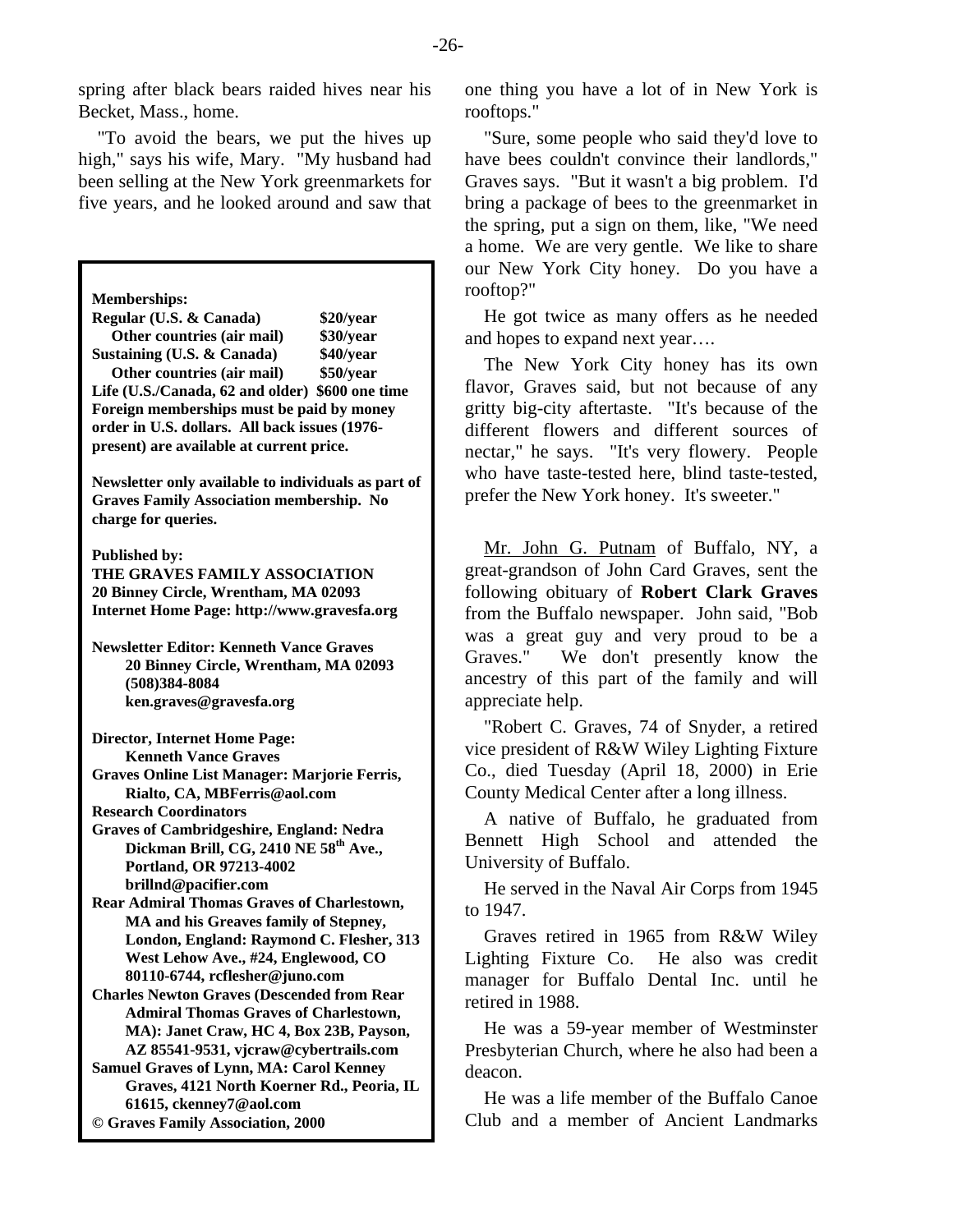spring after black bears raided hives near his Becket, Mass., home.

"To avoid the bears, we put the hives up high," says his wife, Mary. "My husband had been selling at the New York greenmarkets for five years, and he looked around and saw that one thing you have a lot of in New York is rooftops."

"Sure, some people who said they'd love to have bees couldn't convince their landlords," Graves says. "But it wasn't a big problem. I'd bring a package of bees to the greenmarket in the spring, put a sign on them, like, "We need a home. We are very gentle. We like to share our New York City honey. Do you have a rooftop?"

He got twice as many offers as he needed and hopes to expand next year….

The New York City honey has its own flavor, Graves said, but not because of any gritty big-city aftertaste. "It's because of the different flowers and different sources of nectar," he says. "It's very flowery. People who have taste-tested here, blind taste-tested, prefer the New York honey. It's sweeter."

**Memberships:**

| | |
|---|---|
| **Regular (U.S. & Canada)** | **$20/year** |
| **Other countries (air mail)** | **$30/year** |
| **Sustaining (U.S. & Canada)** | **$40/year** |
| **Other countries (air mail)** | **$50/year** |
| **Life (U.S./Canada, 62 and older)** | **$600 one time** |

**Foreign memberships must be paid by money order in U.S. dollars. All back issues (1976-present) are available at current price.**

**Newsletter only available to individuals as part of Graves Family Association membership. No charge for queries.**

**Published by:**
**THE GRAVES FAMILY ASSOCIATION**
**20 Binney Circle, Wrentham, MA 02093**
**Internet Home Page: http://www.gravesfa.org**

**Newsletter Editor: Kenneth Vance Graves**
**20 Binney Circle, Wrentham, MA 02093**
**(508)384-8084**
**ken.graves@gravesfa.org**

**Director, Internet Home Page:**
**Kenneth Vance Graves**
**Graves Online List Manager: Marjorie Ferris, Rialto, CA, MBFerris@aol.com**
**Research Coordinators**
**Graves of Cambridgeshire, England: Nedra Dickman Brill, CG, 2410 NE 58th Ave., Portland, OR 97213-4002 brillnd@pacifier.com**
**Rear Admiral Thomas Graves of Charlestown, MA and his Greaves family of Stepney, London, England: Raymond C. Flesher, 313 West Lehow Ave., #24, Englewood, CO 80110-6744, rcflesher@juno.com**
**Charles Newton Graves (Descended from Rear Admiral Thomas Graves of Charlestown, MA): Janet Craw, HC 4, Box 23B, Payson, AZ 85541-9531, vjcraw@cybertrails.com**
**Samuel Graves of Lynn, MA: Carol Kenney Graves, 4121 North Koerner Rd., Peoria, IL 61615, ckenney7@aol.com**
**© Graves Family Association, 2000**

Mr. John G. Putnam of Buffalo, NY, a great-grandson of John Card Graves, sent the following obituary of **Robert Clark Graves** from the Buffalo newspaper. John said, "Bob was a great guy and very proud to be a Graves." We don't presently know the ancestry of this part of the family and will appreciate help.

"Robert C. Graves, 74 of Snyder, a retired vice president of R&W Wiley Lighting Fixture Co., died Tuesday (April 18, 2000) in Erie County Medical Center after a long illness.

A native of Buffalo, he graduated from Bennett High School and attended the University of Buffalo.

He served in the Naval Air Corps from 1945 to 1947.

Graves retired in 1965 from R&W Wiley Lighting Fixture Co. He also was credit manager for Buffalo Dental Inc. until he retired in 1988.

He was a 59-year member of Westminster Presbyterian Church, where he also had been a deacon.

He was a life member of the Buffalo Canoe Club and a member of Ancient Landmarks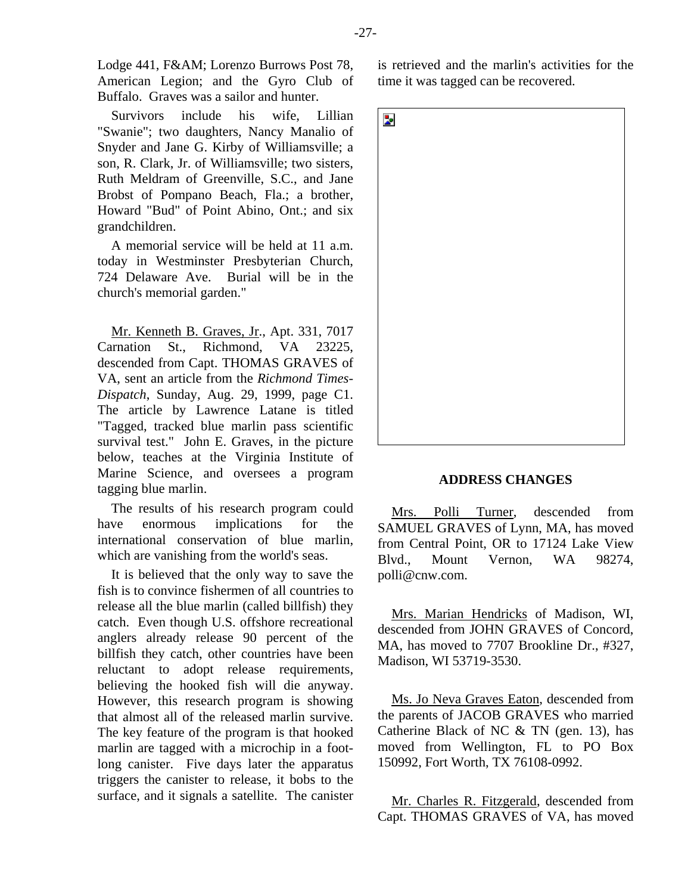Lodge 441, F&AM; Lorenzo Burrows Post 78, American Legion; and the Gyro Club of Buffalo. Graves was a sailor and hunter.

Survivors include his wife, Lillian "Swanie"; two daughters, Nancy Manalio of Snyder and Jane G. Kirby of Williamsville; a son, R. Clark, Jr. of Williamsville; two sisters, Ruth Meldram of Greenville, S.C., and Jane Brobst of Pompano Beach, Fla.; a brother, Howard "Bud" of Point Abino, Ont.; and six grandchildren.

A memorial service will be held at 11 a.m. today in Westminster Presbyterian Church, 724 Delaware Ave. Burial will be in the church's memorial garden."

Mr. Kenneth B. Graves, Jr., Apt. 331, 7017 Carnation St., Richmond, VA 23225, descended from Capt. THOMAS GRAVES of VA, sent an article from the *Richmond Times-Dispatch*, Sunday, Aug. 29, 1999, page C1. The article by Lawrence Latane is titled "Tagged, tracked blue marlin pass scientific survival test." John E. Graves, in the picture below, teaches at the Virginia Institute of Marine Science, and oversees a program tagging blue marlin.

The results of his research program could have enormous implications for the international conservation of blue marlin, which are vanishing from the world's seas.

It is believed that the only way to save the fish is to convince fishermen of all countries to release all the blue marlin (called billfish) they catch. Even though U.S. offshore recreational anglers already release 90 percent of the billfish they catch, other countries have been reluctant to adopt release requirements, believing the hooked fish will die anyway. However, this research program is showing that almost all of the released marlin survive. The key feature of the program is that hooked marlin are tagged with a microchip in a foot-long canister. Five days later the apparatus triggers the canister to release, it bobs to the surface, and it signals a satellite. The canister is retrieved and the marlin's activities for the time it was tagged can be recovered.

## ADDRESS CHANGES

Mrs. Polli Turner, descended from SAMUEL GRAVES of Lynn, MA, has moved from Central Point, OR to 17124 Lake View Blvd., Mount Vernon, WA 98274, polli@cnw.com.

Mrs. Marian Hendricks of Madison, WI, descended from JOHN GRAVES of Concord, MA, has moved to 7707 Brookline Dr., #327, Madison, WI 53719-3530.

Ms. Jo Neva Graves Eaton, descended from the parents of JACOB GRAVES who married Catherine Black of NC & TN (gen. 13), has moved from Wellington, FL to PO Box 150992, Fort Worth, TX 76108-0992.

Mr. Charles R. Fitzgerald, descended from Capt. THOMAS GRAVES of VA, has moved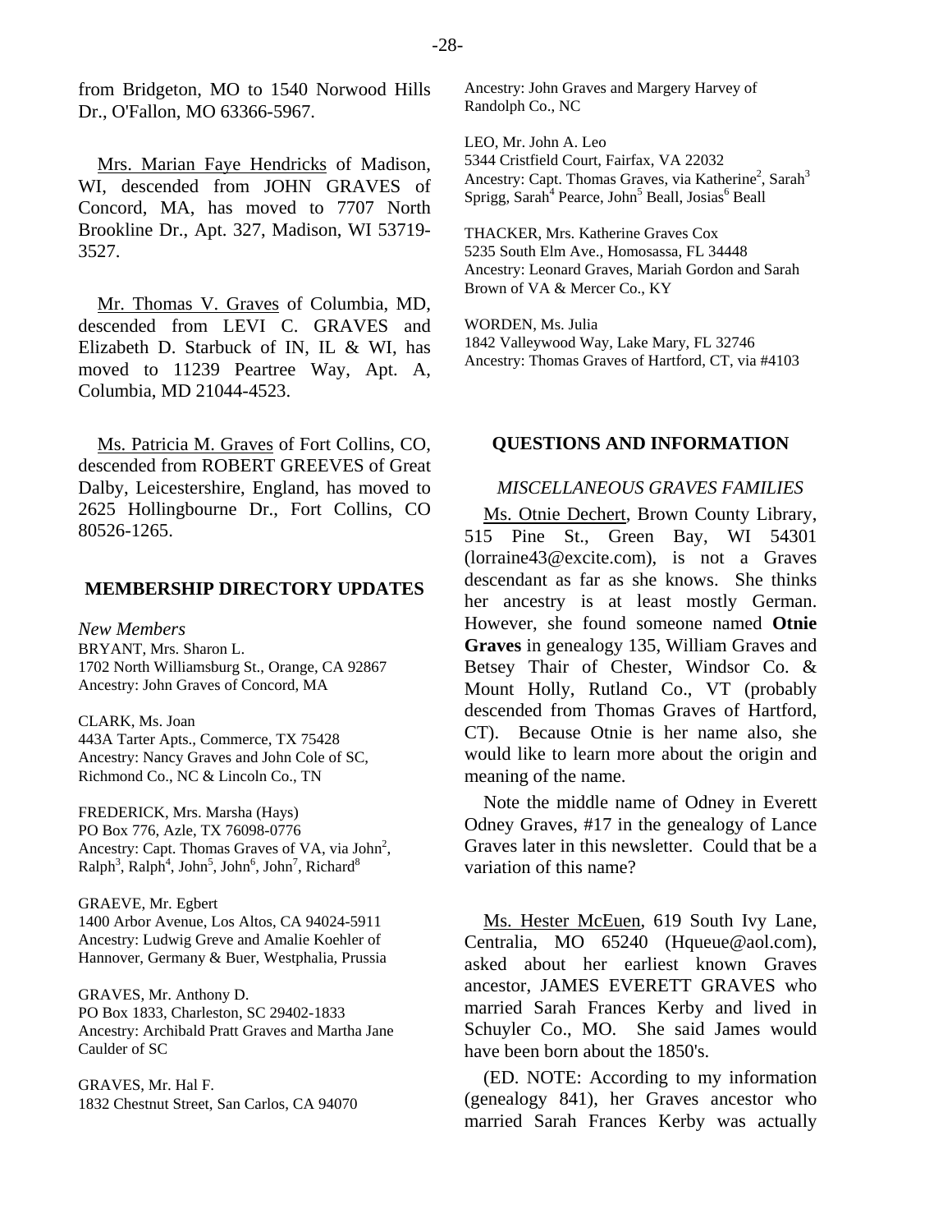from Bridgeton, MO to 1540 Norwood Hills Dr., O'Fallon, MO 63366-5967.

Mrs. Marian Faye Hendricks of Madison, WI, descended from JOHN GRAVES of Concord, MA, has moved to 7707 North Brookline Dr., Apt. 327, Madison, WI 53719-3527.

Mr. Thomas V. Graves of Columbia, MD, descended from LEVI C. GRAVES and Elizabeth D. Starbuck of IN, IL & WI, has moved to 11239 Peartree Way, Apt. A, Columbia, MD 21044-4523.

Ms. Patricia M. Graves of Fort Collins, CO, descended from ROBERT GREEVES of Great Dalby, Leicestershire, England, has moved to 2625 Hollingbourne Dr., Fort Collins, CO 80526-1265.

## MEMBERSHIP DIRECTORY UPDATES

*New Members*

BRYANT, Mrs. Sharon L.
1702 North Williamsburg St., Orange, CA 92867
Ancestry: John Graves of Concord, MA

CLARK, Ms. Joan
443A Tarter Apts., Commerce, TX 75428
Ancestry: Nancy Graves and John Cole of SC, Richmond Co., NC & Lincoln Co., TN

FREDERICK, Mrs. Marsha (Hays)
PO Box 776, Azle, TX 76098-0776
Ancestry: Capt. Thomas Graves of VA, via John$^2$, Ralph$^3$, Ralph$^4$, John$^5$, John$^6$, John$^7$, Richard$^8$

GRAEVE, Mr. Egbert
1400 Arbor Avenue, Los Altos, CA 94024-5911
Ancestry: Ludwig Greve and Amalie Koehler of Hannover, Germany & Buer, Westphalia, Prussia

GRAVES, Mr. Anthony D.
PO Box 1833, Charleston, SC 29402-1833
Ancestry: Archibald Pratt Graves and Martha Jane Caulder of SC

GRAVES, Mr. Hal F.
1832 Chestnut Street, San Carlos, CA 94070
Ancestry: John Graves and Margery Harvey of Randolph Co., NC

LEO, Mr. John A. Leo
5344 Cristfield Court, Fairfax, VA 22032
Ancestry: Capt. Thomas Graves, via Katherine$^2$, Sarah$^3$ Sprigg, Sarah$^4$ Pearce, John$^5$ Beall, Josias$^6$ Beall

THACKER, Mrs. Katherine Graves Cox
5235 South Elm Ave., Homosassa, FL 34448
Ancestry: Leonard Graves, Mariah Gordon and Sarah Brown of VA & Mercer Co., KY

WORDEN, Ms. Julia
1842 Valleywood Way, Lake Mary, FL 32746
Ancestry: Thomas Graves of Hartford, CT, via #4103

## QUESTIONS AND INFORMATION

### *MISCELLANEOUS GRAVES FAMILIES*

Ms. Otnie Dechert, Brown County Library, 515 Pine St., Green Bay, WI 54301 (lorraine43@excite.com), is not a Graves descendant as far as she knows. She thinks her ancestry is at least mostly German. However, she found someone named **Otnie Graves** in genealogy 135, William Graves and Betsey Thair of Chester, Windsor Co. & Mount Holly, Rutland Co., VT (probably descended from Thomas Graves of Hartford, CT). Because Otnie is her name also, she would like to learn more about the origin and meaning of the name.

Note the middle name of Odney in Everett Odney Graves, #17 in the genealogy of Lance Graves later in this newsletter. Could that be a variation of this name?

Ms. Hester McEuen, 619 South Ivy Lane, Centralia, MO 65240 (Hqueue@aol.com), asked about her earliest known Graves ancestor, JAMES EVERETT GRAVES who married Sarah Frances Kerby and lived in Schuyler Co., MO. She said James would have been born about the 1850's.

(ED. NOTE: According to my information (genealogy 841), her Graves ancestor who married Sarah Frances Kerby was actually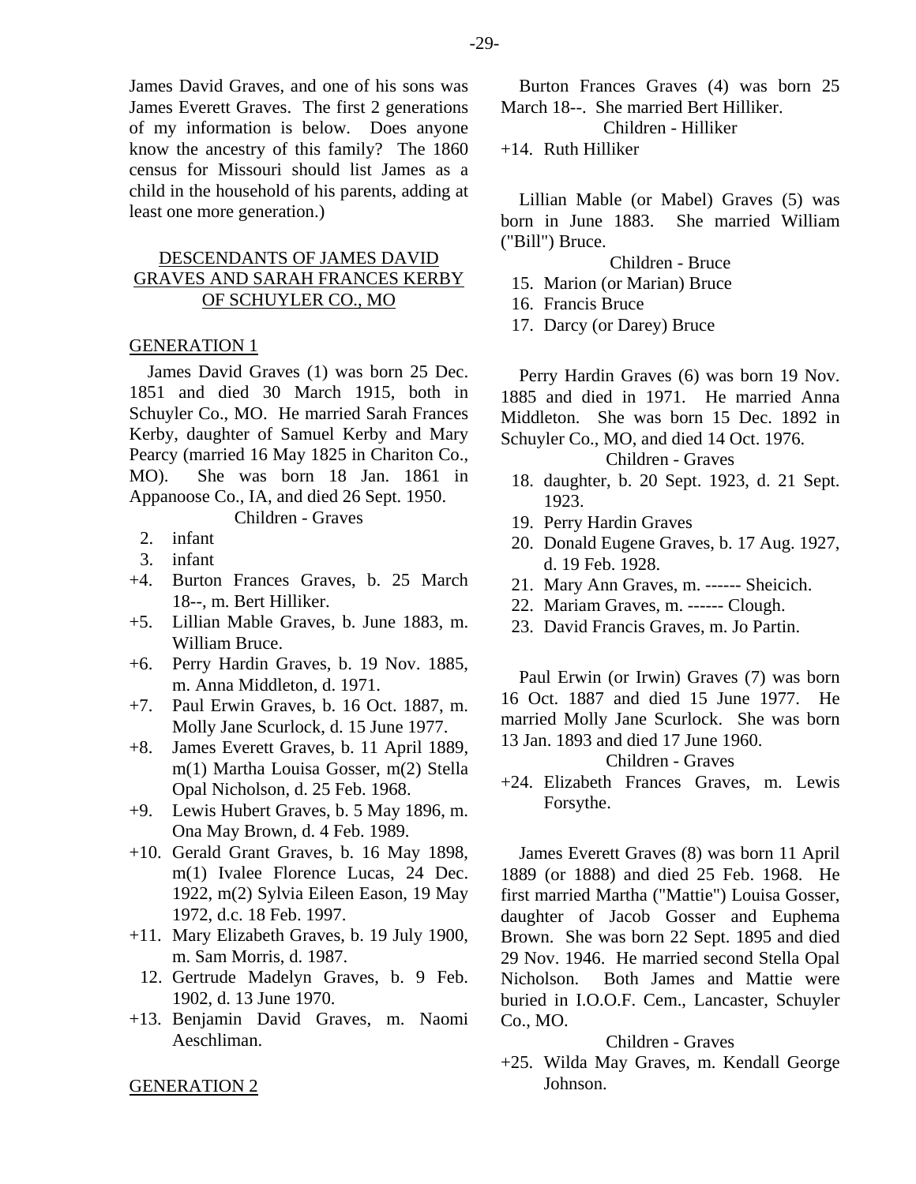James David Graves, and one of his sons was James Everett Graves. The first 2 generations of my information is below. Does anyone know the ancestry of this family? The 1860 census for Missouri should list James as a child in the household of his parents, adding at least one more generation.)

## DESCENDANTS OF JAMES DAVID GRAVES AND SARAH FRANCES KERBY OF SCHUYLER CO., MO

### GENERATION 1

James David Graves (1) was born 25 Dec. 1851 and died 30 March 1915, both in Schuyler Co., MO. He married Sarah Frances Kerby, daughter of Samuel Kerby and Mary Pearcy (married 16 May 1825 in Chariton Co., MO). She was born 18 Jan. 1861 in Appanoose Co., IA, and died 26 Sept. 1950.

Children - Graves

- 2. infant
- 3. infant
- +4. Burton Frances Graves, b. 25 March 18--, m. Bert Hilliker.
- +5. Lillian Mable Graves, b. June 1883, m. William Bruce.
- +6. Perry Hardin Graves, b. 19 Nov. 1885, m. Anna Middleton, d. 1971.
- +7. Paul Erwin Graves, b. 16 Oct. 1887, m. Molly Jane Scurlock, d. 15 June 1977.
- +8. James Everett Graves, b. 11 April 1889, m(1) Martha Louisa Gosser, m(2) Stella Opal Nicholson, d. 25 Feb. 1968.
- +9. Lewis Hubert Graves, b. 5 May 1896, m. Ona May Brown, d. 4 Feb. 1989.
- +10. Gerald Grant Graves, b. 16 May 1898, m(1) Ivalee Florence Lucas, 24 Dec. 1922, m(2) Sylvia Eileen Eason, 19 May 1972, d.c. 18 Feb. 1997.
- +11. Mary Elizabeth Graves, b. 19 July 1900, m. Sam Morris, d. 1987.
- 12. Gertrude Madelyn Graves, b. 9 Feb. 1902, d. 13 June 1970.
- +13. Benjamin David Graves, m. Naomi Aeschliman.

### GENERATION 2

Burton Frances Graves (4) was born 25 March 18--. She married Bert Hilliker.

Children - Hilliker

- +14. Ruth Hilliker

Lillian Mable (or Mabel) Graves (5) was born in June 1883. She married William ("Bill") Bruce.

Children - Bruce

- 15. Marion (or Marian) Bruce
- 16. Francis Bruce
- 17. Darcy (or Darey) Bruce

Perry Hardin Graves (6) was born 19 Nov. 1885 and died in 1971. He married Anna Middleton. She was born 15 Dec. 1892 in Schuyler Co., MO, and died 14 Oct. 1976.

Children - Graves

- 18. daughter, b. 20 Sept. 1923, d. 21 Sept. 1923.
- 19. Perry Hardin Graves
- 20. Donald Eugene Graves, b. 17 Aug. 1927, d. 19 Feb. 1928.
- 21. Mary Ann Graves, m. ------ Sheicich.
- 22. Mariam Graves, m. ------ Clough.
- 23. David Francis Graves, m. Jo Partin.

Paul Erwin (or Irwin) Graves (7) was born 16 Oct. 1887 and died 15 June 1977. He married Molly Jane Scurlock. She was born 13 Jan. 1893 and died 17 June 1960.

Children - Graves

- +24. Elizabeth Frances Graves, m. Lewis Forsythe.

James Everett Graves (8) was born 11 April 1889 (or 1888) and died 25 Feb. 1968. He first married Martha ("Mattie") Louisa Gosser, daughter of Jacob Gosser and Euphema Brown. She was born 22 Sept. 1895 and died 29 Nov. 1946. He married second Stella Opal Nicholson. Both James and Mattie were buried in I.O.O.F. Cem., Lancaster, Schuyler Co., MO.

Children - Graves

- +25. Wilda May Graves, m. Kendall George Johnson.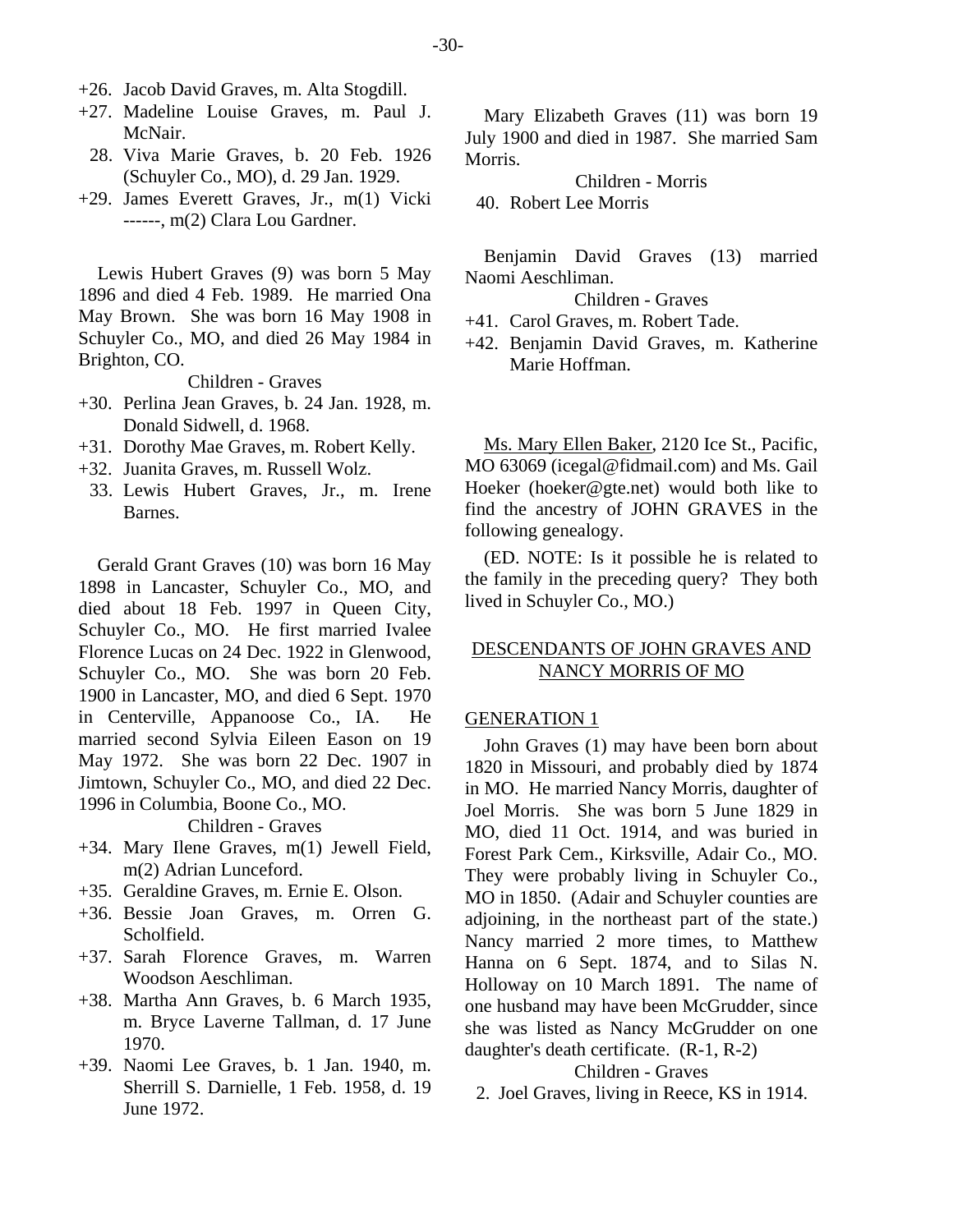+26. Jacob David Graves, m. Alta Stogdill.
+27. Madeline Louise Graves, m. Paul J. McNair.
 28. Viva Marie Graves, b. 20 Feb. 1926 (Schuyler Co., MO), d. 29 Jan. 1929.
+29. James Everett Graves, Jr., m(1) Vicki ------, m(2) Clara Lou Gardner.

Lewis Hubert Graves (9) was born 5 May 1896 and died 4 Feb. 1989. He married Ona May Brown. She was born 16 May 1908 in Schuyler Co., MO, and died 26 May 1984 in Brighton, CO.

Children - Graves

+30. Perlina Jean Graves, b. 24 Jan. 1928, m. Donald Sidwell, d. 1968.
+31. Dorothy Mae Graves, m. Robert Kelly.
+32. Juanita Graves, m. Russell Wolz.
 33. Lewis Hubert Graves, Jr., m. Irene Barnes.

Gerald Grant Graves (10) was born 16 May 1898 in Lancaster, Schuyler Co., MO, and died about 18 Feb. 1997 in Queen City, Schuyler Co., MO. He first married Ivalee Florence Lucas on 24 Dec. 1922 in Glenwood, Schuyler Co., MO. She was born 20 Feb. 1900 in Lancaster, MO, and died 6 Sept. 1970 in Centerville, Appanoose Co., IA. He married second Sylvia Eileen Eason on 19 May 1972. She was born 22 Dec. 1907 in Jimtown, Schuyler Co., MO, and died 22 Dec. 1996 in Columbia, Boone Co., MO.

Children - Graves

+34. Mary Ilene Graves, m(1) Jewell Field, m(2) Adrian Lunceford.
+35. Geraldine Graves, m. Ernie E. Olson.
+36. Bessie Joan Graves, m. Orren G. Scholfield.
+37. Sarah Florence Graves, m. Warren Woodson Aeschliman.
+38. Martha Ann Graves, b. 6 March 1935, m. Bryce Laverne Tallman, d. 17 June 1970.
+39. Naomi Lee Graves, b. 1 Jan. 1940, m. Sherrill S. Darnielle, 1 Feb. 1958, d. 19 June 1972.

Mary Elizabeth Graves (11) was born 19 July 1900 and died in 1987. She married Sam Morris.

Children - Morris

 40. Robert Lee Morris

Benjamin David Graves (13) married Naomi Aeschliman.

Children - Graves

+41. Carol Graves, m. Robert Tade.
+42. Benjamin David Graves, m. Katherine Marie Hoffman.

Ms. Mary Ellen Baker, 2120 Ice St., Pacific, MO 63069 (icegal@fidmail.com) and Ms. Gail Hoeker (hoeker@gte.net) would both like to find the ancestry of JOHN GRAVES in the following genealogy.

(ED. NOTE: Is it possible he is related to the family in the preceding query? They both lived in Schuyler Co., MO.)

## DESCENDANTS OF JOHN GRAVES AND NANCY MORRIS OF MO

### GENERATION 1

John Graves (1) may have been born about 1820 in Missouri, and probably died by 1874 in MO. He married Nancy Morris, daughter of Joel Morris. She was born 5 June 1829 in MO, died 11 Oct. 1914, and was buried in Forest Park Cem., Kirksville, Adair Co., MO. They were probably living in Schuyler Co., MO in 1850. (Adair and Schuyler counties are adjoining, in the northeast part of the state.) Nancy married 2 more times, to Matthew Hanna on 6 Sept. 1874, and to Silas N. Holloway on 10 March 1891. The name of one husband may have been McGrudder, since she was listed as Nancy McGrudder on one daughter's death certificate. (R-1, R-2)

Children - Graves

 2. Joel Graves, living in Reece, KS in 1914.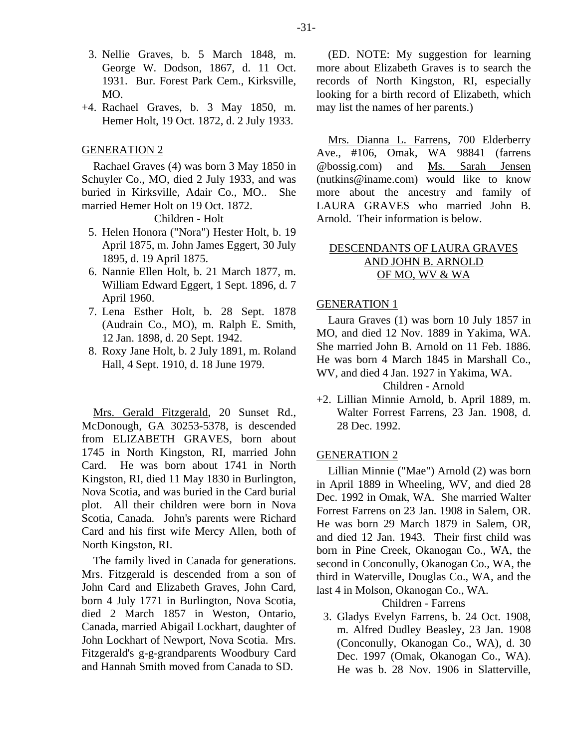3. Nellie Graves, b. 5 March 1848, m. George W. Dodson, 1867, d. 11 Oct. 1931. Bur. Forest Park Cem., Kirksville, MO.

+4. Rachael Graves, b. 3 May 1850, m. Hemer Holt, 19 Oct. 1872, d. 2 July 1933.

GENERATION 2

Rachael Graves (4) was born 3 May 1850 in Schuyler Co., MO, died 2 July 1933, and was buried in Kirksville, Adair Co., MO.. She married Hemer Holt on 19 Oct. 1872.

Children - Holt

5. Helen Honora ("Nora") Hester Holt, b. 19 April 1875, m. John James Eggert, 30 July 1895, d. 19 April 1875.
6. Nannie Ellen Holt, b. 21 March 1877, m. William Edward Eggert, 1 Sept. 1896, d. 7 April 1960.
7. Lena Esther Holt, b. 28 Sept. 1878 (Audrain Co., MO), m. Ralph E. Smith, 12 Jan. 1898, d. 20 Sept. 1942.
8. Roxy Jane Holt, b. 2 July 1891, m. Roland Hall, 4 Sept. 1910, d. 18 June 1979.

Mrs. Gerald Fitzgerald, 20 Sunset Rd., McDonough, GA 30253-5378, is descended from ELIZABETH GRAVES, born about 1745 in North Kingston, RI, married John Card. He was born about 1741 in North Kingston, RI, died 11 May 1830 in Burlington, Nova Scotia, and was buried in the Card burial plot. All their children were born in Nova Scotia, Canada. John's parents were Richard Card and his first wife Mercy Allen, both of North Kingston, RI.

The family lived in Canada for generations. Mrs. Fitzgerald is descended from a son of John Card and Elizabeth Graves, John Card, born 4 July 1771 in Burlington, Nova Scotia, died 2 March 1857 in Weston, Ontario, Canada, married Abigail Lockhart, daughter of John Lockhart of Newport, Nova Scotia. Mrs. Fitzgerald's g-g-grandparents Woodbury Card and Hannah Smith moved from Canada to SD.

(ED. NOTE: My suggestion for learning more about Elizabeth Graves is to search the records of North Kingston, RI, especially looking for a birth record of Elizabeth, which may list the names of her parents.)

Mrs. Dianna L. Farrens, 700 Elderberry Ave., #106, Omak, WA 98841 (farrens @bossig.com) and Ms. Sarah Jensen (nutkins@iname.com) would like to know more about the ancestry and family of LAURA GRAVES who married John B. Arnold. Their information is below.

## DESCENDANTS OF LAURA GRAVES AND JOHN B. ARNOLD OF MO, WV & WA

GENERATION 1

Laura Graves (1) was born 10 July 1857 in MO, and died 12 Nov. 1889 in Yakima, WA. She married John B. Arnold on 11 Feb. 1886. He was born 4 March 1845 in Marshall Co., WV, and died 4 Jan. 1927 in Yakima, WA.

Children - Arnold

+2. Lillian Minnie Arnold, b. April 1889, m. Walter Forrest Farrens, 23 Jan. 1908, d. 28 Dec. 1992.

GENERATION 2

Lillian Minnie ("Mae") Arnold (2) was born in April 1889 in Wheeling, WV, and died 28 Dec. 1992 in Omak, WA. She married Walter Forrest Farrens on 23 Jan. 1908 in Salem, OR. He was born 29 March 1879 in Salem, OR, and died 12 Jan. 1943. Their first child was born in Pine Creek, Okanogan Co., WA, the second in Conconully, Okanogan Co., WA, the third in Waterville, Douglas Co., WA, and the last 4 in Molson, Okanogan Co., WA.

Children - Farrens

3. Gladys Evelyn Farrens, b. 24 Oct. 1908, m. Alfred Dudley Beasley, 23 Jan. 1908 (Conconully, Okanogan Co., WA), d. 30 Dec. 1997 (Omak, Okanogan Co., WA). He was b. 28 Nov. 1906 in Slatterville,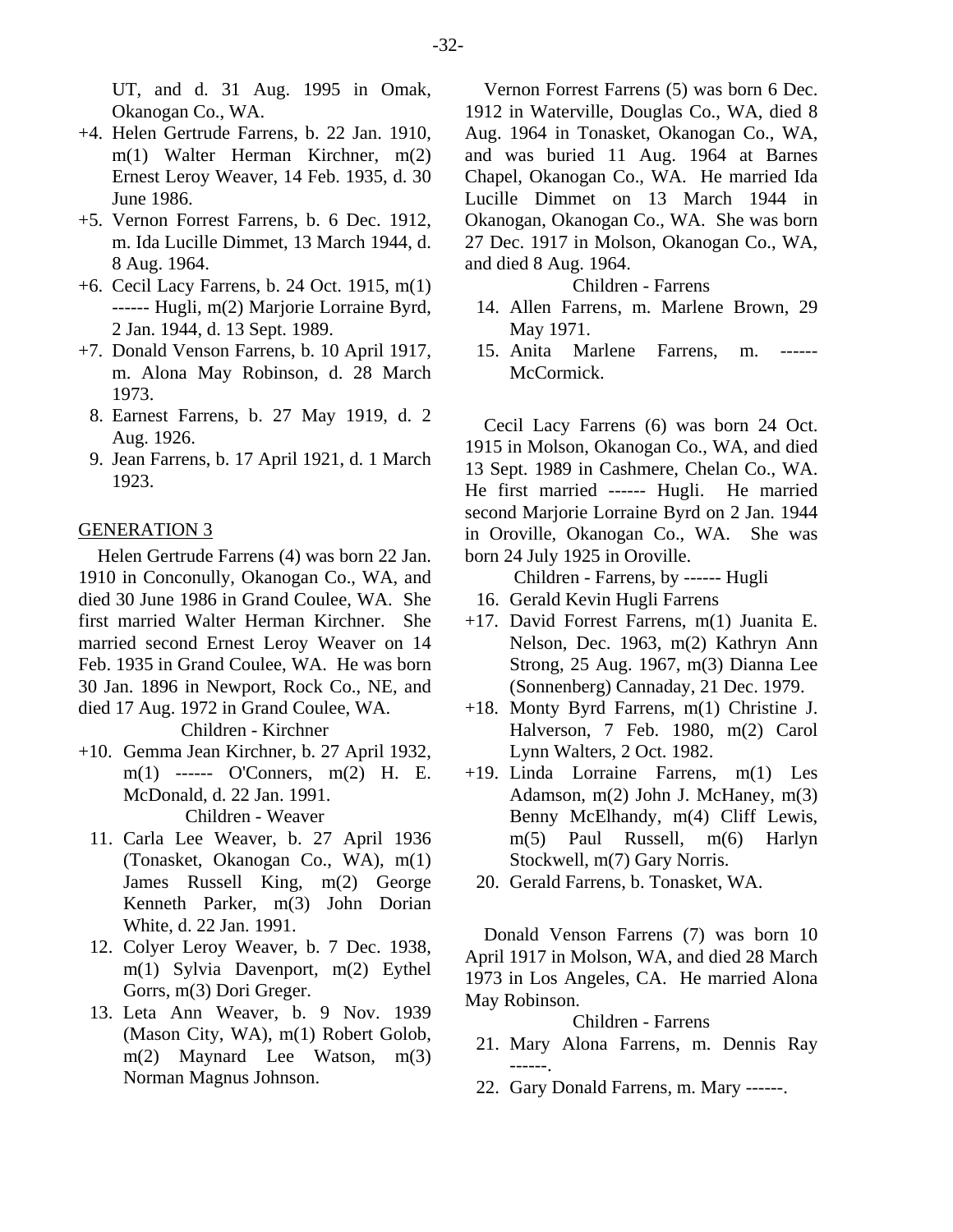UT, and d. 31 Aug. 1995 in Omak, Okanogan Co., WA.

+4. Helen Gertrude Farrens, b. 22 Jan. 1910, m(1) Walter Herman Kirchner, m(2) Ernest Leroy Weaver, 14 Feb. 1935, d. 30 June 1986.

+5. Vernon Forrest Farrens, b. 6 Dec. 1912, m. Ida Lucille Dimmet, 13 March 1944, d. 8 Aug. 1964.

+6. Cecil Lacy Farrens, b. 24 Oct. 1915, m(1) ------ Hugli, m(2) Marjorie Lorraine Byrd, 2 Jan. 1944, d. 13 Sept. 1989.

+7. Donald Venson Farrens, b. 10 April 1917, m. Alona May Robinson, d. 28 March 1973.

8. Earnest Farrens, b. 27 May 1919, d. 2 Aug. 1926.

9. Jean Farrens, b. 17 April 1921, d. 1 March 1923.

## GENERATION 3

Helen Gertrude Farrens (4) was born 22 Jan. 1910 in Conconully, Okanogan Co., WA, and died 30 June 1986 in Grand Coulee, WA. She first married Walter Herman Kirchner. She married second Ernest Leroy Weaver on 14 Feb. 1935 in Grand Coulee, WA. He was born 30 Jan. 1896 in Newport, Rock Co., NE, and died 17 Aug. 1972 in Grand Coulee, WA.

Children - Kirchner

+10. Gemma Jean Kirchner, b. 27 April 1932, m(1) ------ O'Conners, m(2) H. E. McDonald, d. 22 Jan. 1991.

Children - Weaver

11. Carla Lee Weaver, b. 27 April 1936 (Tonasket, Okanogan Co., WA), m(1) James Russell King, m(2) George Kenneth Parker, m(3) John Dorian White, d. 22 Jan. 1991.

12. Colyer Leroy Weaver, b. 7 Dec. 1938, m(1) Sylvia Davenport, m(2) Eythel Gorrs, m(3) Dori Greger.

13. Leta Ann Weaver, b. 9 Nov. 1939 (Mason City, WA), m(1) Robert Golob, m(2) Maynard Lee Watson, m(3) Norman Magnus Johnson.

Vernon Forrest Farrens (5) was born 6 Dec. 1912 in Waterville, Douglas Co., WA, died 8 Aug. 1964 in Tonasket, Okanogan Co., WA, and was buried 11 Aug. 1964 at Barnes Chapel, Okanogan Co., WA. He married Ida Lucille Dimmet on 13 March 1944 in Okanogan, Okanogan Co., WA. She was born 27 Dec. 1917 in Molson, Okanogan Co., WA, and died 8 Aug. 1964.

Children - Farrens

14. Allen Farrens, m. Marlene Brown, 29 May 1971.

15. Anita Marlene Farrens, m. ------ McCormick.

Cecil Lacy Farrens (6) was born 24 Oct. 1915 in Molson, Okanogan Co., WA, and died 13 Sept. 1989 in Cashmere, Chelan Co., WA. He first married ------ Hugli. He married second Marjorie Lorraine Byrd on 2 Jan. 1944 in Oroville, Okanogan Co., WA. She was born 24 July 1925 in Oroville.

Children - Farrens, by ------ Hugli

16. Gerald Kevin Hugli Farrens

+17. David Forrest Farrens, m(1) Juanita E. Nelson, Dec. 1963, m(2) Kathryn Ann Strong, 25 Aug. 1967, m(3) Dianna Lee (Sonnenberg) Cannaday, 21 Dec. 1979.

+18. Monty Byrd Farrens, m(1) Christine J. Halverson, 7 Feb. 1980, m(2) Carol Lynn Walters, 2 Oct. 1982.

+19. Linda Lorraine Farrens, m(1) Les Adamson, m(2) John J. McHaney, m(3) Benny McElhandy, m(4) Cliff Lewis, m(5) Paul Russell, m(6) Harlyn Stockwell, m(7) Gary Norris.

20. Gerald Farrens, b. Tonasket, WA.

Donald Venson Farrens (7) was born 10 April 1917 in Molson, WA, and died 28 March 1973 in Los Angeles, CA. He married Alona May Robinson.

Children - Farrens

21. Mary Alona Farrens, m. Dennis Ray ------.

22. Gary Donald Farrens, m. Mary ------.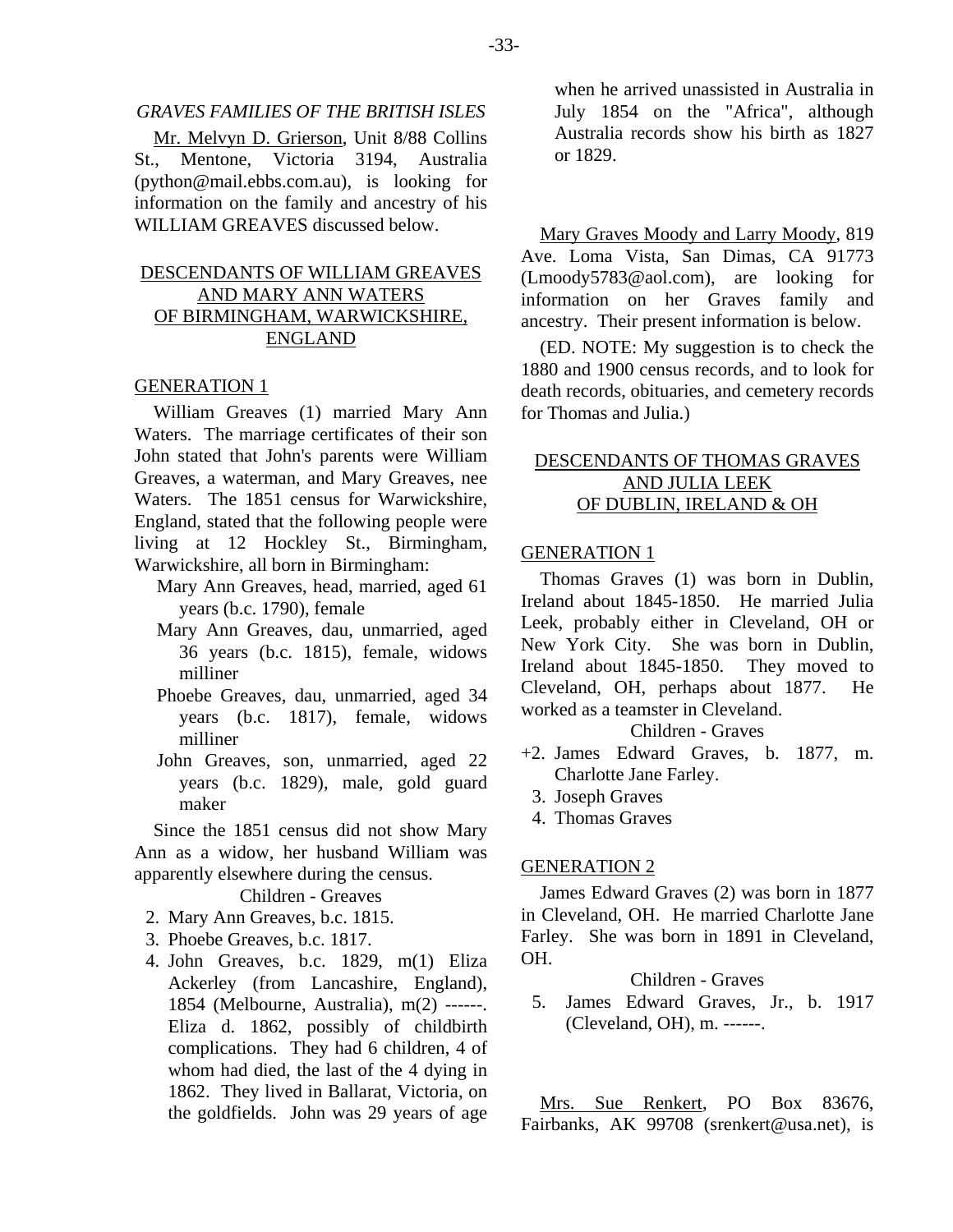*GRAVES FAMILIES OF THE BRITISH ISLES*

Mr. Melvyn D. Grierson, Unit 8/88 Collins St., Mentone, Victoria 3194, Australia (python@mail.ebbs.com.au), is looking for information on the family and ancestry of his WILLIAM GREAVES discussed below.

## DESCENDANTS OF WILLIAM GREAVES AND MARY ANN WATERS OF BIRMINGHAM, WARWICKSHIRE, ENGLAND

### GENERATION 1

William Greaves (1) married Mary Ann Waters. The marriage certificates of their son John stated that John's parents were William Greaves, a waterman, and Mary Greaves, nee Waters. The 1851 census for Warwickshire, England, stated that the following people were living at 12 Hockley St., Birmingham, Warwickshire, all born in Birmingham:

- Mary Ann Greaves, head, married, aged 61 years (b.c. 1790), female
- Mary Ann Greaves, dau, unmarried, aged 36 years (b.c. 1815), female, widows milliner
- Phoebe Greaves, dau, unmarried, aged 34 years (b.c. 1817), female, widows milliner
- John Greaves, son, unmarried, aged 22 years (b.c. 1829), male, gold guard maker

Since the 1851 census did not show Mary Ann as a widow, her husband William was apparently elsewhere during the census.

Children - Greaves

2. Mary Ann Greaves, b.c. 1815.
3. Phoebe Greaves, b.c. 1817.
4. John Greaves, b.c. 1829, m(1) Eliza Ackerley (from Lancashire, England), 1854 (Melbourne, Australia), m(2) ------. Eliza d. 1862, possibly of childbirth complications. They had 6 children, 4 of whom had died, the last of the 4 dying in 1862. They lived in Ballarat, Victoria, on the goldfields. John was 29 years of age when he arrived unassisted in Australia in July 1854 on the "Africa", although Australia records show his birth as 1827 or 1829.

Mary Graves Moody and Larry Moody, 819 Ave. Loma Vista, San Dimas, CA 91773 (Lmoody5783@aol.com), are looking for information on her Graves family and ancestry. Their present information is below.

(ED. NOTE: My suggestion is to check the 1880 and 1900 census records, and to look for death records, obituaries, and cemetery records for Thomas and Julia.)

## DESCENDANTS OF THOMAS GRAVES AND JULIA LEEK OF DUBLIN, IRELAND & OH

### GENERATION 1

Thomas Graves (1) was born in Dublin, Ireland about 1845-1850. He married Julia Leek, probably either in Cleveland, OH or New York City. She was born in Dublin, Ireland about 1845-1850. They moved to Cleveland, OH, perhaps about 1877. He worked as a teamster in Cleveland.

Children - Graves

+2. James Edward Graves, b. 1877, m. Charlotte Jane Farley.
3. Joseph Graves
4. Thomas Graves

### GENERATION 2

James Edward Graves (2) was born in 1877 in Cleveland, OH. He married Charlotte Jane Farley. She was born in 1891 in Cleveland, OH.

Children - Graves

5. James Edward Graves, Jr., b. 1917 (Cleveland, OH), m. ------.

Mrs. Sue Renkert, PO Box 83676, Fairbanks, AK 99708 (srenkert@usa.net), is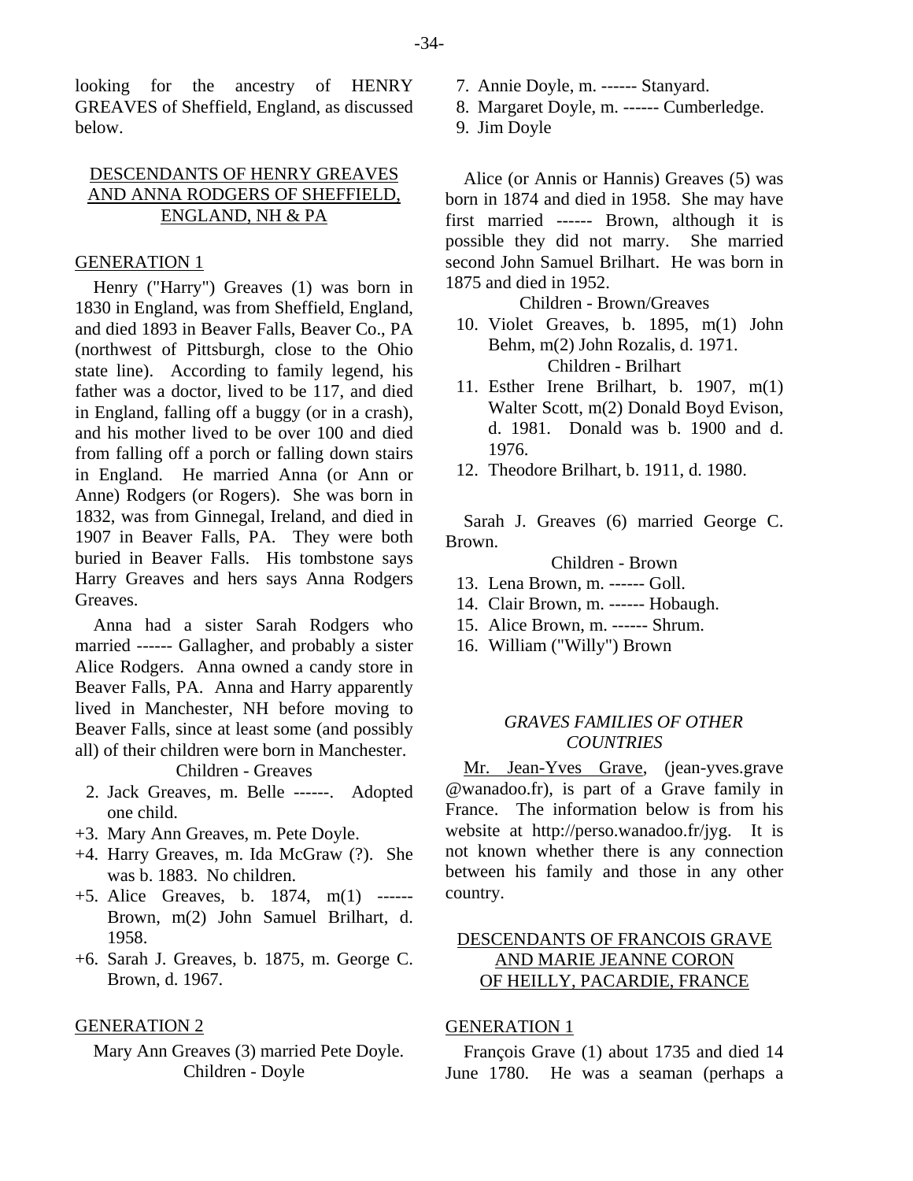looking for the ancestry of HENRY GREAVES of Sheffield, England, as discussed below.

## DESCENDANTS OF HENRY GREAVES AND ANNA RODGERS OF SHEFFIELD, ENGLAND, NH & PA

### GENERATION 1

Henry ("Harry") Greaves (1) was born in 1830 in England, was from Sheffield, England, and died 1893 in Beaver Falls, Beaver Co., PA (northwest of Pittsburgh, close to the Ohio state line). According to family legend, his father was a doctor, lived to be 117, and died in England, falling off a buggy (or in a crash), and his mother lived to be over 100 and died from falling off a porch or falling down stairs in England. He married Anna (or Ann or Anne) Rodgers (or Rogers). She was born in 1832, was from Ginnegal, Ireland, and died in 1907 in Beaver Falls, PA. They were both buried in Beaver Falls. His tombstone says Harry Greaves and hers says Anna Rodgers Greaves.

Anna had a sister Sarah Rodgers who married ------ Gallagher, and probably a sister Alice Rodgers. Anna owned a candy store in Beaver Falls, PA. Anna and Harry apparently lived in Manchester, NH before moving to Beaver Falls, since at least some (and possibly all) of their children were born in Manchester.

Children - Greaves

- 2. Jack Greaves, m. Belle ------. Adopted one child.
- +3. Mary Ann Greaves, m. Pete Doyle.
- +4. Harry Greaves, m. Ida McGraw (?). She was b. 1883. No children.
- +5. Alice Greaves, b. 1874, m(1) ------ Brown, m(2) John Samuel Brilhart, d. 1958.
- +6. Sarah J. Greaves, b. 1875, m. George C. Brown, d. 1967.

### GENERATION 2

Mary Ann Greaves (3) married Pete Doyle.

Children - Doyle

- 7. Annie Doyle, m. ------ Stanyard.
- 8. Margaret Doyle, m. ------ Cumberledge.
- 9. Jim Doyle

Alice (or Annis or Hannis) Greaves (5) was born in 1874 and died in 1958. She may have first married ------ Brown, although it is possible they did not marry. She married second John Samuel Brilhart. He was born in 1875 and died in 1952.

Children - Brown/Greaves

- 10. Violet Greaves, b. 1895, m(1) John Behm, m(2) John Rozalis, d. 1971.

Children - Brilhart

- 11. Esther Irene Brilhart, b. 1907, m(1) Walter Scott, m(2) Donald Boyd Evison, d. 1981. Donald was b. 1900 and d. 1976.
- 12. Theodore Brilhart, b. 1911, d. 1980.

Sarah J. Greaves (6) married George C. Brown.

Children - Brown

- 13. Lena Brown, m. ------ Goll.
- 14. Clair Brown, m. ------ Hobaugh.
- 15. Alice Brown, m. ------ Shrum.
- 16. William ("Willy") Brown

## *GRAVES FAMILIES OF OTHER COUNTRIES*

Mr. Jean-Yves Grave, (jean-yves.grave @wanadoo.fr), is part of a Grave family in France. The information below is from his website at http://perso.wanadoo.fr/jyg. It is not known whether there is any connection between his family and those in any other country.

## DESCENDANTS OF FRANCOIS GRAVE AND MARIE JEANNE CORON OF HEILLY, PACARDIE, FRANCE

### GENERATION 1

François Grave (1) about 1735 and died 14 June 1780. He was a seaman (perhaps a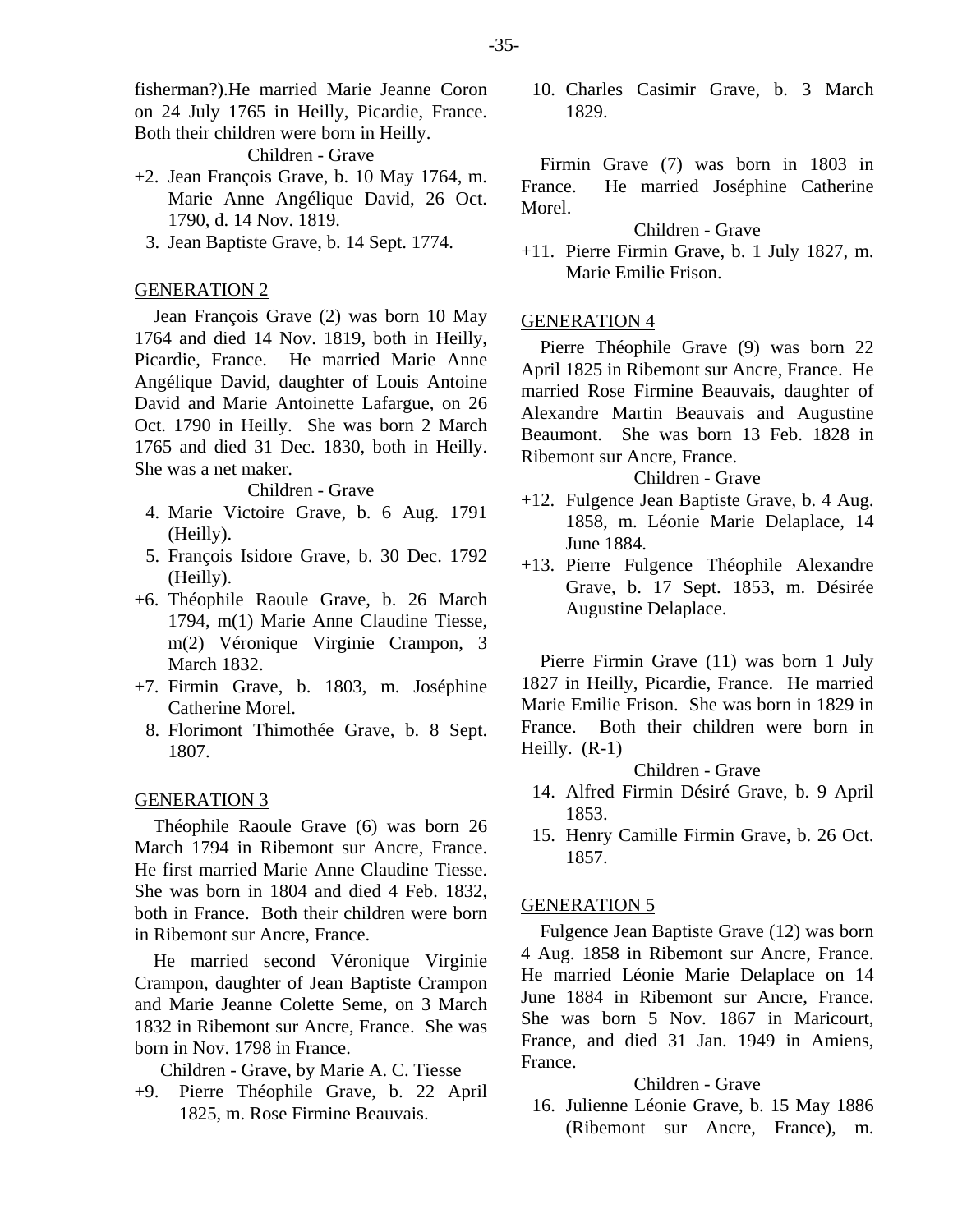fisherman?).He married Marie Jeanne Coron on 24 July 1765 in Heilly, Picardie, France. Both their children were born in Heilly.

Children - Grave

+2. Jean François Grave, b. 10 May 1764, m. Marie Anne Angélique David, 26 Oct. 1790, d. 14 Nov. 1819.
3. Jean Baptiste Grave, b. 14 Sept. 1774.

GENERATION 2

Jean François Grave (2) was born 10 May 1764 and died 14 Nov. 1819, both in Heilly, Picardie, France. He married Marie Anne Angélique David, daughter of Louis Antoine David and Marie Antoinette Lafargue, on 26 Oct. 1790 in Heilly. She was born 2 March 1765 and died 31 Dec. 1830, both in Heilly. She was a net maker.

Children - Grave

4. Marie Victoire Grave, b. 6 Aug. 1791 (Heilly).
5. François Isidore Grave, b. 30 Dec. 1792 (Heilly).
+6. Théophile Raoule Grave, b. 26 March 1794, m(1) Marie Anne Claudine Tiesse, m(2) Véronique Virginie Crampon, 3 March 1832.
+7. Firmin Grave, b. 1803, m. Joséphine Catherine Morel.
8. Florimont Thimothée Grave, b. 8 Sept. 1807.

GENERATION 3

Théophile Raoule Grave (6) was born 26 March 1794 in Ribemont sur Ancre, France. He first married Marie Anne Claudine Tiesse. She was born in 1804 and died 4 Feb. 1832, both in France. Both their children were born in Ribemont sur Ancre, France.

He married second Véronique Virginie Crampon, daughter of Jean Baptiste Crampon and Marie Jeanne Colette Seme, on 3 March 1832 in Ribemont sur Ancre, France. She was born in Nov. 1798 in France.

Children - Grave, by Marie A. C. Tiesse

+9. Pierre Théophile Grave, b. 22 April 1825, m. Rose Firmine Beauvais.
10. Charles Casimir Grave, b. 3 March 1829.

Firmin Grave (7) was born in 1803 in France. He married Joséphine Catherine Morel.

Children - Grave

+11. Pierre Firmin Grave, b. 1 July 1827, m. Marie Emilie Frison.

GENERATION 4

Pierre Théophile Grave (9) was born 22 April 1825 in Ribemont sur Ancre, France. He married Rose Firmine Beauvais, daughter of Alexandre Martin Beauvais and Augustine Beaumont. She was born 13 Feb. 1828 in Ribemont sur Ancre, France.

Children - Grave

+12. Fulgence Jean Baptiste Grave, b. 4 Aug. 1858, m. Léonie Marie Delaplace, 14 June 1884.
+13. Pierre Fulgence Théophile Alexandre Grave, b. 17 Sept. 1853, m. Désirée Augustine Delaplace.

Pierre Firmin Grave (11) was born 1 July 1827 in Heilly, Picardie, France. He married Marie Emilie Frison. She was born in 1829 in France. Both their children were born in Heilly. (R-1)

Children - Grave

14. Alfred Firmin Désiré Grave, b. 9 April 1853.
15. Henry Camille Firmin Grave, b. 26 Oct. 1857.

GENERATION 5

Fulgence Jean Baptiste Grave (12) was born 4 Aug. 1858 in Ribemont sur Ancre, France. He married Léonie Marie Delaplace on 14 June 1884 in Ribemont sur Ancre, France. She was born 5 Nov. 1867 in Maricourt, France, and died 31 Jan. 1949 in Amiens, France.

Children - Grave

16. Julienne Léonie Grave, b. 15 May 1886 (Ribemont sur Ancre, France), m.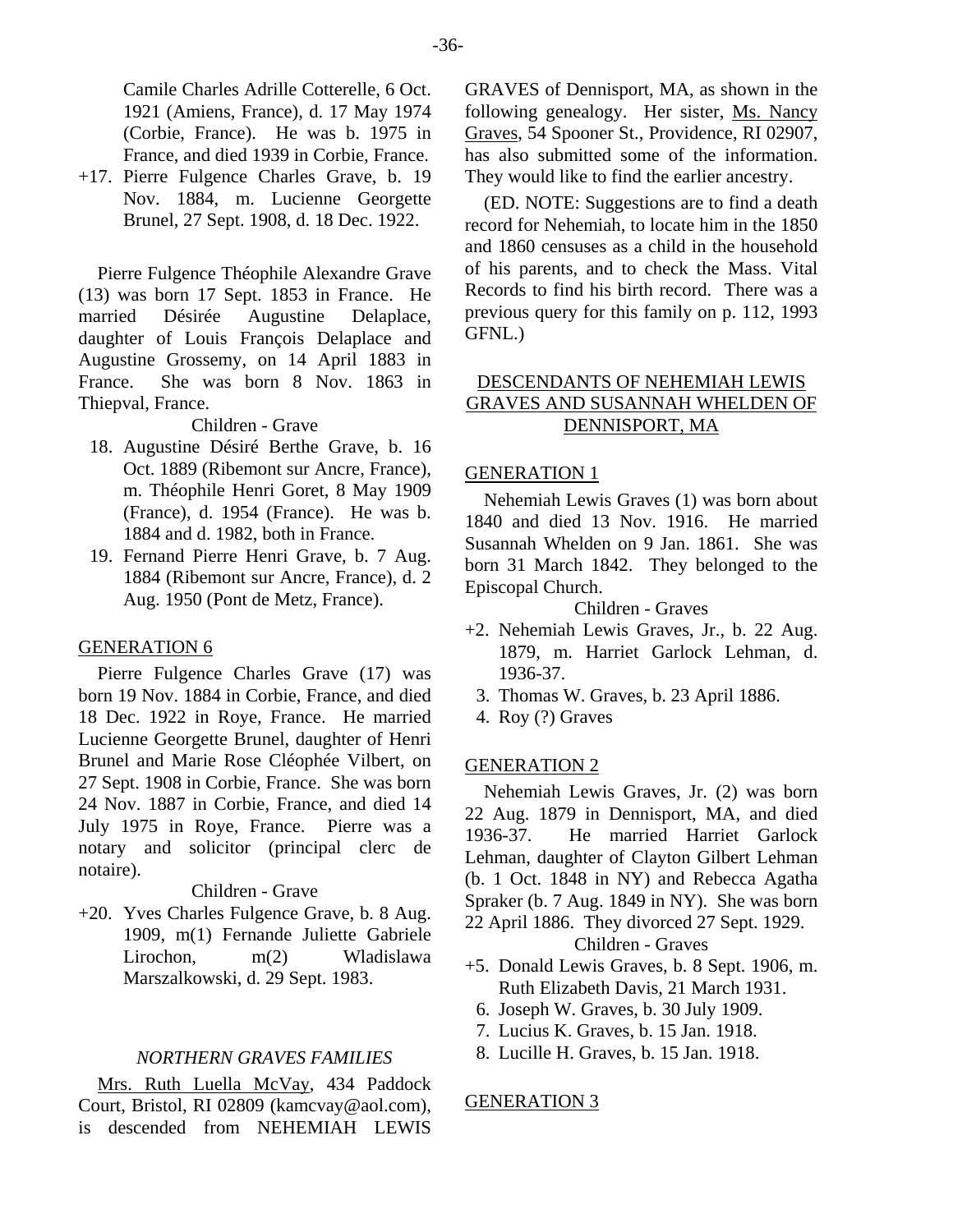Camile Charles Adrille Cotterelle, 6 Oct. 1921 (Amiens, France), d. 17 May 1974 (Corbie, France). He was b. 1975 in France, and died 1939 in Corbie, France.

+17. Pierre Fulgence Charles Grave, b. 19 Nov. 1884, m. Lucienne Georgette Brunel, 27 Sept. 1908, d. 18 Dec. 1922.

Pierre Fulgence Théophile Alexandre Grave (13) was born 17 Sept. 1853 in France. He married Désirée Augustine Delaplace, daughter of Louis François Delaplace and Augustine Grossemy, on 14 April 1883 in France. She was born 8 Nov. 1863 in Thiepval, France.

Children - Grave

18. Augustine Désiré Berthe Grave, b. 16 Oct. 1889 (Ribemont sur Ancre, France), m. Théophile Henri Goret, 8 May 1909 (France), d. 1954 (France). He was b. 1884 and d. 1982, both in France.
19. Fernand Pierre Henri Grave, b. 7 Aug. 1884 (Ribemont sur Ancre, France), d. 2 Aug. 1950 (Pont de Metz, France).

## GENERATION 6

Pierre Fulgence Charles Grave (17) was born 19 Nov. 1884 in Corbie, France, and died 18 Dec. 1922 in Roye, France. He married Lucienne Georgette Brunel, daughter of Henri Brunel and Marie Rose Cléophée Vilbert, on 27 Sept. 1908 in Corbie, France. She was born 24 Nov. 1887 in Corbie, France, and died 14 July 1975 in Roye, France. Pierre was a notary and solicitor (principal clerc de notaire).

Children - Grave

+20. Yves Charles Fulgence Grave, b. 8 Aug. 1909, m(1) Fernande Juliette Gabriele Lirochon, m(2) Wladislawa Marszalkowski, d. 29 Sept. 1983.

### *NORTHERN GRAVES FAMILIES*

Mrs. Ruth Luella McVay, 434 Paddock Court, Bristol, RI 02809 (kamcvay@aol.com), is descended from NEHEMIAH LEWIS GRAVES of Dennisport, MA, as shown in the following genealogy. Her sister, Ms. Nancy Graves, 54 Spooner St., Providence, RI 02907, has also submitted some of the information. They would like to find the earlier ancestry.

(ED. NOTE: Suggestions are to find a death record for Nehemiah, to locate him in the 1850 and 1860 censuses as a child in the household of his parents, and to check the Mass. Vital Records to find his birth record. There was a previous query for this family on p. 112, 1993 GFNL.)

## DESCENDANTS OF NEHEMIAH LEWIS GRAVES AND SUSANNAH WHELDEN OF DENNISPORT, MA

## GENERATION 1

Nehemiah Lewis Graves (1) was born about 1840 and died 13 Nov. 1916. He married Susannah Whelden on 9 Jan. 1861. She was born 31 March 1842. They belonged to the Episcopal Church.

Children - Graves

+2. Nehemiah Lewis Graves, Jr., b. 22 Aug. 1879, m. Harriet Garlock Lehman, d. 1936-37.
3. Thomas W. Graves, b. 23 April 1886.
4. Roy (?) Graves

## GENERATION 2

Nehemiah Lewis Graves, Jr. (2) was born 22 Aug. 1879 in Dennisport, MA, and died 1936-37. He married Harriet Garlock Lehman, daughter of Clayton Gilbert Lehman (b. 1 Oct. 1848 in NY) and Rebecca Agatha Spraker (b. 7 Aug. 1849 in NY). She was born 22 April 1886. They divorced 27 Sept. 1929.

Children - Graves

+5. Donald Lewis Graves, b. 8 Sept. 1906, m. Ruth Elizabeth Davis, 21 March 1931.
6. Joseph W. Graves, b. 30 July 1909.
7. Lucius K. Graves, b. 15 Jan. 1918.
8. Lucille H. Graves, b. 15 Jan. 1918.

## GENERATION 3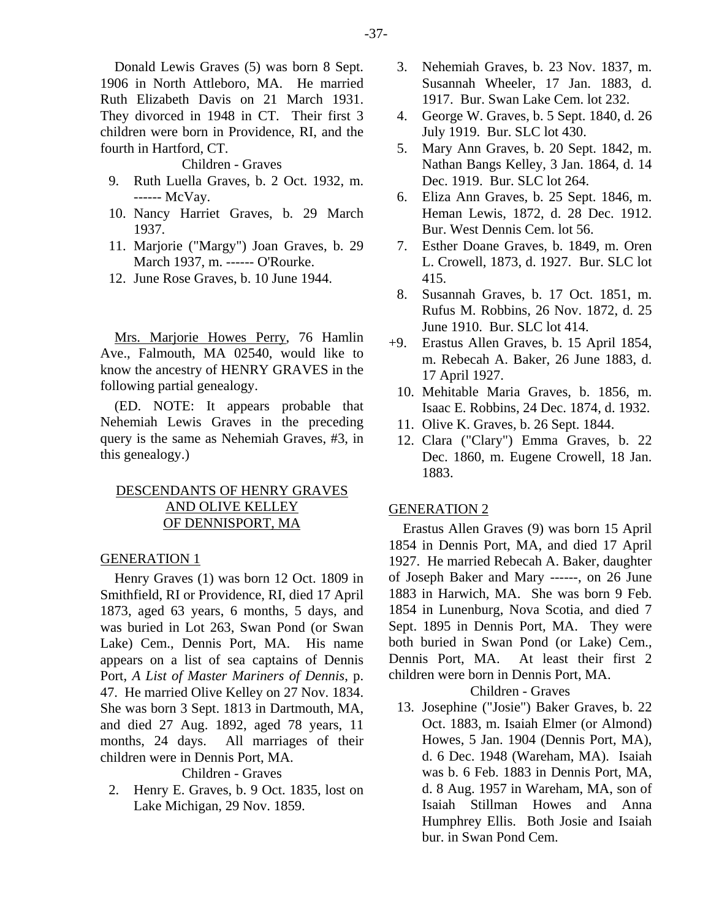Donald Lewis Graves (5) was born 8 Sept. 1906 in North Attleboro, MA. He married Ruth Elizabeth Davis on 21 March 1931. They divorced in 1948 in CT. Their first 3 children were born in Providence, RI, and the fourth in Hartford, CT.

Children - Graves

9. Ruth Luella Graves, b. 2 Oct. 1932, m. ------ McVay.
10. Nancy Harriet Graves, b. 29 March 1937.
11. Marjorie ("Margy") Joan Graves, b. 29 March 1937, m. ------ O'Rourke.
12. June Rose Graves, b. 10 June 1944.

Mrs. Marjorie Howes Perry, 76 Hamlin Ave., Falmouth, MA 02540, would like to know the ancestry of HENRY GRAVES in the following partial genealogy.

(ED. NOTE: It appears probable that Nehemiah Lewis Graves in the preceding query is the same as Nehemiah Graves, #3, in this genealogy.)

## DESCENDANTS OF HENRY GRAVES AND OLIVE KELLEY OF DENNISPORT, MA

### GENERATION 1

Henry Graves (1) was born 12 Oct. 1809 in Smithfield, RI or Providence, RI, died 17 April 1873, aged 63 years, 6 months, 5 days, and was buried in Lot 263, Swan Pond (or Swan Lake) Cem., Dennis Port, MA. His name appears on a list of sea captains of Dennis Port, *A List of Master Mariners of Dennis*, p. 47. He married Olive Kelley on 27 Nov. 1834. She was born 3 Sept. 1813 in Dartmouth, MA, and died 27 Aug. 1892, aged 78 years, 11 months, 24 days. All marriages of their children were in Dennis Port, MA.

Children - Graves

2. Henry E. Graves, b. 9 Oct. 1835, lost on Lake Michigan, 29 Nov. 1859.
3. Nehemiah Graves, b. 23 Nov. 1837, m. Susannah Wheeler, 17 Jan. 1883, d. 1917. Bur. Swan Lake Cem. lot 232.
4. George W. Graves, b. 5 Sept. 1840, d. 26 July 1919. Bur. SLC lot 430.
5. Mary Ann Graves, b. 20 Sept. 1842, m. Nathan Bangs Kelley, 3 Jan. 1864, d. 14 Dec. 1919. Bur. SLC lot 264.
6. Eliza Ann Graves, b. 25 Sept. 1846, m. Heman Lewis, 1872, d. 28 Dec. 1912. Bur. West Dennis Cem. lot 56.
7. Esther Doane Graves, b. 1849, m. Oren L. Crowell, 1873, d. 1927. Bur. SLC lot 415.
8. Susannah Graves, b. 17 Oct. 1851, m. Rufus M. Robbins, 26 Nov. 1872, d. 25 June 1910. Bur. SLC lot 414.

+9. Erastus Allen Graves, b. 15 April 1854, m. Rebecah A. Baker, 26 June 1883, d. 17 April 1927.

10. Mehitable Maria Graves, b. 1856, m. Isaac E. Robbins, 24 Dec. 1874, d. 1932.
11. Olive K. Graves, b. 26 Sept. 1844.
12. Clara ("Clary") Emma Graves, b. 22 Dec. 1860, m. Eugene Crowell, 18 Jan. 1883.

### GENERATION 2

Erastus Allen Graves (9) was born 15 April 1854 in Dennis Port, MA, and died 17 April 1927. He married Rebecah A. Baker, daughter of Joseph Baker and Mary ------, on 26 June 1883 in Harwich, MA. She was born 9 Feb. 1854 in Lunenburg, Nova Scotia, and died 7 Sept. 1895 in Dennis Port, MA. They were both buried in Swan Pond (or Lake) Cem., Dennis Port, MA. At least their first 2 children were born in Dennis Port, MA.

Children - Graves

13. Josephine ("Josie") Baker Graves, b. 22 Oct. 1883, m. Isaiah Elmer (or Almond) Howes, 5 Jan. 1904 (Dennis Port, MA), d. 6 Dec. 1948 (Wareham, MA). Isaiah was b. 6 Feb. 1883 in Dennis Port, MA, d. 8 Aug. 1957 in Wareham, MA, son of Isaiah Stillman Howes and Anna Humphrey Ellis. Both Josie and Isaiah bur. in Swan Pond Cem.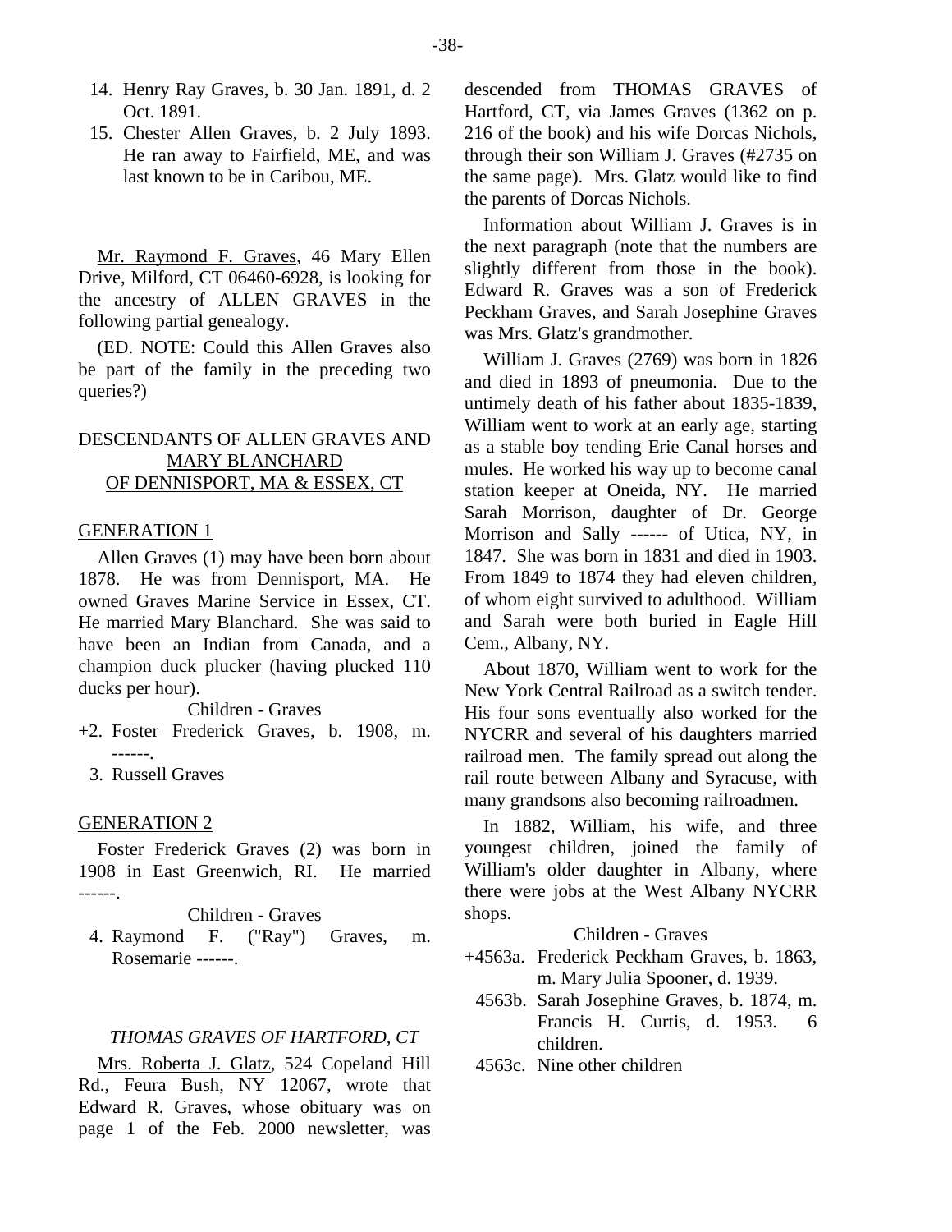14. Henry Ray Graves, b. 30 Jan. 1891, d. 2 Oct. 1891.
15. Chester Allen Graves, b. 2 July 1893. He ran away to Fairfield, ME, and was last known to be in Caribou, ME.

Mr. Raymond F. Graves, 46 Mary Ellen Drive, Milford, CT 06460-6928, is looking for the ancestry of ALLEN GRAVES in the following partial genealogy.

(ED. NOTE: Could this Allen Graves also be part of the family in the preceding two queries?)

## DESCENDANTS OF ALLEN GRAVES AND MARY BLANCHARD OF DENNISPORT, MA & ESSEX, CT

### GENERATION 1

Allen Graves (1) may have been born about 1878. He was from Dennisport, MA. He owned Graves Marine Service in Essex, CT. He married Mary Blanchard. She was said to have been an Indian from Canada, and a champion duck plucker (having plucked 110 ducks per hour).

Children - Graves

+2. Foster Frederick Graves, b. 1908, m. ------.
3. Russell Graves

### GENERATION 2

Foster Frederick Graves (2) was born in 1908 in East Greenwich, RI. He married ------.

Children - Graves

4. Raymond F. ("Ray") Graves, m. Rosemarie ------.

## *THOMAS GRAVES OF HARTFORD, CT*

Mrs. Roberta J. Glatz, 524 Copeland Hill Rd., Feura Bush, NY 12067, wrote that Edward R. Graves, whose obituary was on page 1 of the Feb. 2000 newsletter, was descended from THOMAS GRAVES of Hartford, CT, via James Graves (1362 on p. 216 of the book) and his wife Dorcas Nichols, through their son William J. Graves (#2735 on the same page). Mrs. Glatz would like to find the parents of Dorcas Nichols.

Information about William J. Graves is in the next paragraph (note that the numbers are slightly different from those in the book). Edward R. Graves was a son of Frederick Peckham Graves, and Sarah Josephine Graves was Mrs. Glatz's grandmother.

William J. Graves (2769) was born in 1826 and died in 1893 of pneumonia. Due to the untimely death of his father about 1835-1839, William went to work at an early age, starting as a stable boy tending Erie Canal horses and mules. He worked his way up to become canal station keeper at Oneida, NY. He married Sarah Morrison, daughter of Dr. George Morrison and Sally ------ of Utica, NY, in 1847. She was born in 1831 and died in 1903. From 1849 to 1874 they had eleven children, of whom eight survived to adulthood. William and Sarah were both buried in Eagle Hill Cem., Albany, NY.

About 1870, William went to work for the New York Central Railroad as a switch tender. His four sons eventually also worked for the NYCRR and several of his daughters married railroad men. The family spread out along the rail route between Albany and Syracuse, with many grandsons also becoming railroadmen.

In 1882, William, his wife, and three youngest children, joined the family of William's older daughter in Albany, where there were jobs at the West Albany NYCRR shops.

Children - Graves

+4563a. Frederick Peckham Graves, b. 1863, m. Mary Julia Spooner, d. 1939.
4563b. Sarah Josephine Graves, b. 1874, m. Francis H. Curtis, d. 1953. 6 children.
4563c. Nine other children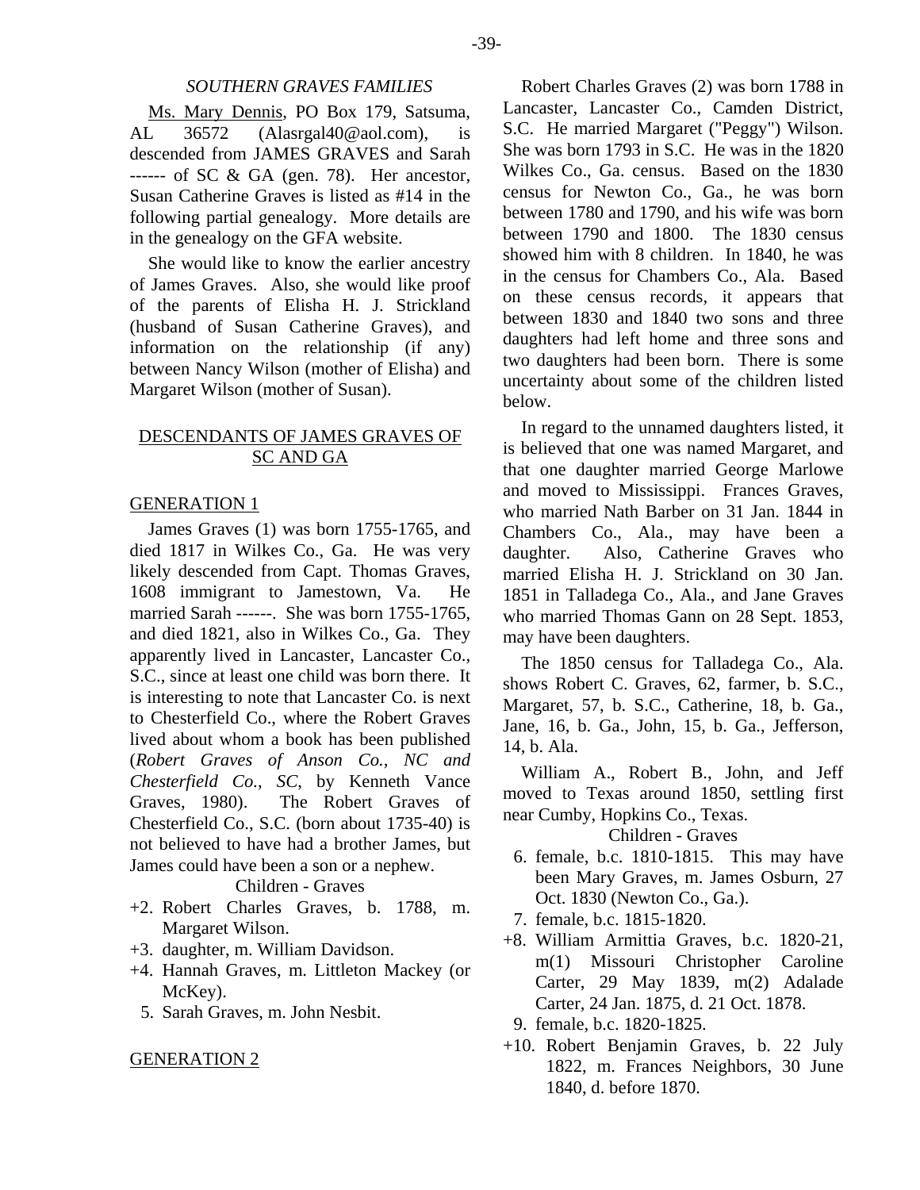### *SOUTHERN GRAVES FAMILIES*

Ms. Mary Dennis, PO Box 179, Satsuma, AL 36572 (Alasrgal40@aol.com), is descended from JAMES GRAVES and Sarah ------ of SC & GA (gen. 78). Her ancestor, Susan Catherine Graves is listed as #14 in the following partial genealogy. More details are in the genealogy on the GFA website.

She would like to know the earlier ancestry of James Graves. Also, she would like proof of the parents of Elisha H. J. Strickland (husband of Susan Catherine Graves), and information on the relationship (if any) between Nancy Wilson (mother of Elisha) and Margaret Wilson (mother of Susan).

## DESCENDANTS OF JAMES GRAVES OF SC AND GA

### GENERATION 1

James Graves (1) was born 1755-1765, and died 1817 in Wilkes Co., Ga. He was very likely descended from Capt. Thomas Graves, 1608 immigrant to Jamestown, Va. He married Sarah ------. She was born 1755-1765, and died 1821, also in Wilkes Co., Ga. They apparently lived in Lancaster, Lancaster Co., S.C., since at least one child was born there. It is interesting to note that Lancaster Co. is next to Chesterfield Co., where the Robert Graves lived about whom a book has been published (*Robert Graves of Anson Co., NC and Chesterfield Co., SC*, by Kenneth Vance Graves, 1980). The Robert Graves of Chesterfield Co., S.C. (born about 1735-40) is not believed to have had a brother James, but James could have been a son or a nephew.

Children - Graves

+2. Robert Charles Graves, b. 1788, m. Margaret Wilson.
+3. daughter, m. William Davidson.
+4. Hannah Graves, m. Littleton Mackey (or McKey).
5. Sarah Graves, m. John Nesbit.

### GENERATION 2

Robert Charles Graves (2) was born 1788 in Lancaster, Lancaster Co., Camden District, S.C. He married Margaret ("Peggy") Wilson. She was born 1793 in S.C. He was in the 1820 Wilkes Co., Ga. census. Based on the 1830 census for Newton Co., Ga., he was born between 1780 and 1790, and his wife was born between 1790 and 1800. The 1830 census showed him with 8 children. In 1840, he was in the census for Chambers Co., Ala. Based on these census records, it appears that between 1830 and 1840 two sons and three daughters had left home and three sons and two daughters had been born. There is some uncertainty about some of the children listed below.

In regard to the unnamed daughters listed, it is believed that one was named Margaret, and that one daughter married George Marlowe and moved to Mississippi. Frances Graves, who married Nath Barber on 31 Jan. 1844 in Chambers Co., Ala., may have been a daughter. Also, Catherine Graves who married Elisha H. J. Strickland on 30 Jan. 1851 in Talladega Co., Ala., and Jane Graves who married Thomas Gann on 28 Sept. 1853, may have been daughters.

The 1850 census for Talladega Co., Ala. shows Robert C. Graves, 62, farmer, b. S.C., Margaret, 57, b. S.C., Catherine, 18, b. Ga., Jane, 16, b. Ga., John, 15, b. Ga., Jefferson, 14, b. Ala.

William A., Robert B., John, and Jeff moved to Texas around 1850, settling first near Cumby, Hopkins Co., Texas.

Children - Graves

6. female, b.c. 1810-1815. This may have been Mary Graves, m. James Osburn, 27 Oct. 1830 (Newton Co., Ga.).
7. female, b.c. 1815-1820.
+8. William Armittia Graves, b.c. 1820-21, m(1) Missouri Christopher Caroline Carter, 29 May 1839, m(2) Adalade Carter, 24 Jan. 1875, d. 21 Oct. 1878.
9. female, b.c. 1820-1825.
+10. Robert Benjamin Graves, b. 22 July 1822, m. Frances Neighbors, 30 June 1840, d. before 1870.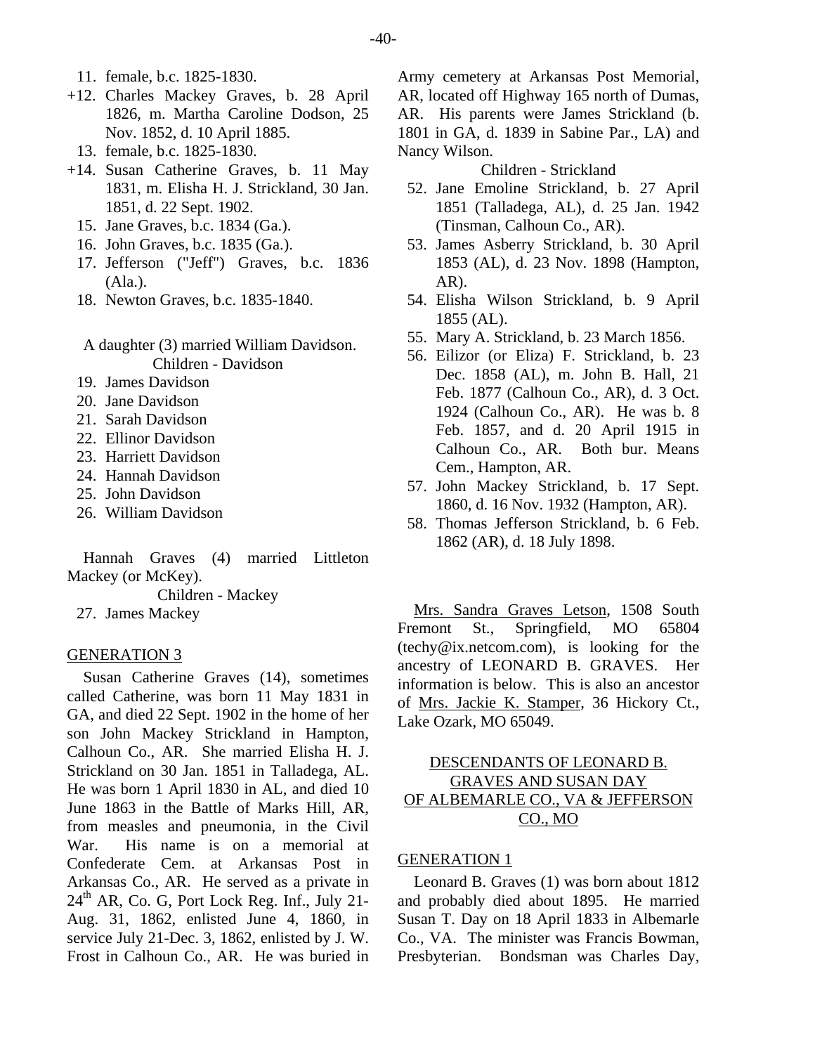11. female, b.c. 1825-1830.
+12. Charles Mackey Graves, b. 28 April 1826, m. Martha Caroline Dodson, 25 Nov. 1852, d. 10 April 1885.
13. female, b.c. 1825-1830.
+14. Susan Catherine Graves, b. 11 May 1831, m. Elisha H. J. Strickland, 30 Jan. 1851, d. 22 Sept. 1902.
15. Jane Graves, b.c. 1834 (Ga.).
16. John Graves, b.c. 1835 (Ga.).
17. Jefferson ("Jeff") Graves, b.c. 1836 (Ala.).
18. Newton Graves, b.c. 1835-1840.

A daughter (3) married William Davidson.

Children - Davidson

19. James Davidson
20. Jane Davidson
21. Sarah Davidson
22. Ellinor Davidson
23. Harriett Davidson
24. Hannah Davidson
25. John Davidson
26. William Davidson

Hannah Graves (4) married Littleton Mackey (or McKey).

Children - Mackey

27. James Mackey

## GENERATION 3

Susan Catherine Graves (14), sometimes called Catherine, was born 11 May 1831 in GA, and died 22 Sept. 1902 in the home of her son John Mackey Strickland in Hampton, Calhoun Co., AR. She married Elisha H. J. Strickland on 30 Jan. 1851 in Talladega, AL. He was born 1 April 1830 in AL, and died 10 June 1863 in the Battle of Marks Hill, AR, from measles and pneumonia, in the Civil War. His name is on a memorial at Confederate Cem. at Arkansas Post in Arkansas Co., AR. He served as a private in 24th AR, Co. G, Port Lock Reg. Inf., July 21-Aug. 31, 1862, enlisted June 4, 1860, in service July 21-Dec. 3, 1862, enlisted by J. W. Frost in Calhoun Co., AR. He was buried in Army cemetery at Arkansas Post Memorial, AR, located off Highway 165 north of Dumas, AR. His parents were James Strickland (b. 1801 in GA, d. 1839 in Sabine Par., LA) and Nancy Wilson.

Children - Strickland

52. Jane Emoline Strickland, b. 27 April 1851 (Talladega, AL), d. 25 Jan. 1942 (Tinsman, Calhoun Co., AR).
53. James Asberry Strickland, b. 30 April 1853 (AL), d. 23 Nov. 1898 (Hampton, AR).
54. Elisha Wilson Strickland, b. 9 April 1855 (AL).
55. Mary A. Strickland, b. 23 March 1856.
56. Eilizor (or Eliza) F. Strickland, b. 23 Dec. 1858 (AL), m. John B. Hall, 21 Feb. 1877 (Calhoun Co., AR), d. 3 Oct. 1924 (Calhoun Co., AR). He was b. 8 Feb. 1857, and d. 20 April 1915 in Calhoun Co., AR. Both bur. Means Cem., Hampton, AR.
57. John Mackey Strickland, b. 17 Sept. 1860, d. 16 Nov. 1932 (Hampton, AR).
58. Thomas Jefferson Strickland, b. 6 Feb. 1862 (AR), d. 18 July 1898.

Mrs. Sandra Graves Letson, 1508 South Fremont St., Springfield, MO 65804 (techy@ix.netcom.com), is looking for the ancestry of LEONARD B. GRAVES. Her information is below. This is also an ancestor of Mrs. Jackie K. Stamper, 36 Hickory Ct., Lake Ozark, MO 65049.

## DESCENDANTS OF LEONARD B. GRAVES AND SUSAN DAY OF ALBEMARLE CO., VA & JEFFERSON CO., MO

## GENERATION 1

Leonard B. Graves (1) was born about 1812 and probably died about 1895. He married Susan T. Day on 18 April 1833 in Albemarle Co., VA. The minister was Francis Bowman, Presbyterian. Bondsman was Charles Day,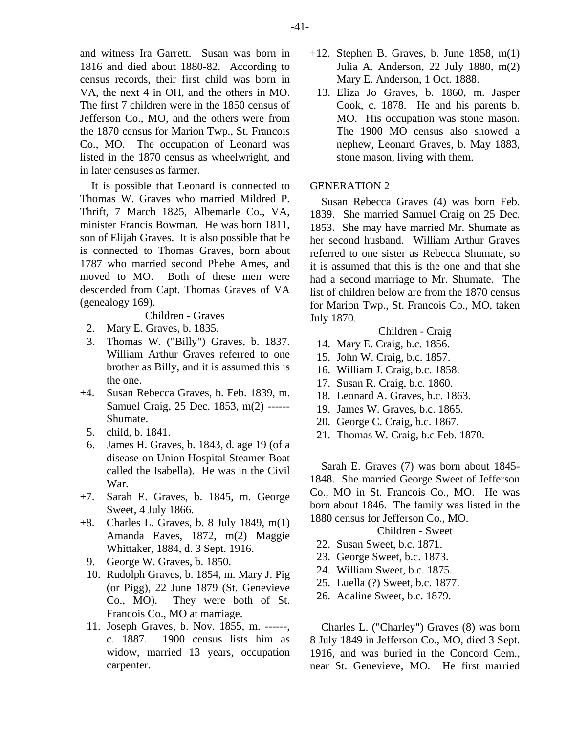and witness Ira Garrett. Susan was born in 1816 and died about 1880-82. According to census records, their first child was born in VA, the next 4 in OH, and the others in MO. The first 7 children were in the 1850 census of Jefferson Co., MO, and the others were from the 1870 census for Marion Twp., St. Francois Co., MO. The occupation of Leonard was listed in the 1870 census as wheelwright, and in later censuses as farmer.

It is possible that Leonard is connected to Thomas W. Graves who married Mildred P. Thrift, 7 March 1825, Albemarle Co., VA, minister Francis Bowman. He was born 1811, son of Elijah Graves. It is also possible that he is connected to Thomas Graves, born about 1787 who married second Phebe Ames, and moved to MO. Both of these men were descended from Capt. Thomas Graves of VA (genealogy 169).

Children - Graves

2. Mary E. Graves, b. 1835.
3. Thomas W. ("Billy") Graves, b. 1837. William Arthur Graves referred to one brother as Billy, and it is assumed this is the one.
+4. Susan Rebecca Graves, b. Feb. 1839, m. Samuel Craig, 25 Dec. 1853, m(2) ------ Shumate.
5. child, b. 1841.
6. James H. Graves, b. 1843, d. age 19 (of a disease on Union Hospital Steamer Boat called the Isabella). He was in the Civil War.
+7. Sarah E. Graves, b. 1845, m. George Sweet, 4 July 1866.
+8. Charles L. Graves, b. 8 July 1849, m(1) Amanda Eaves, 1872, m(2) Maggie Whittaker, 1884, d. 3 Sept. 1916.
9. George W. Graves, b. 1850.
10. Rudolph Graves, b. 1854, m. Mary J. Pig (or Pigg), 22 June 1879 (St. Genevieve Co., MO). They were both of St. Francois Co., MO at marriage.
11. Joseph Graves, b. Nov. 1855, m. ------, c. 1887. 1900 census lists him as widow, married 13 years, occupation carpenter.
+12. Stephen B. Graves, b. June 1858, m(1) Julia A. Anderson, 22 July 1880, m(2) Mary E. Anderson, 1 Oct. 1888.
13. Eliza Jo Graves, b. 1860, m. Jasper Cook, c. 1878. He and his parents b. MO. His occupation was stone mason. The 1900 MO census also showed a nephew, Leonard Graves, b. May 1883, stone mason, living with them.

## GENERATION 2

Susan Rebecca Graves (4) was born Feb. 1839. She married Samuel Craig on 25 Dec. 1853. She may have married Mr. Shumate as her second husband. William Arthur Graves referred to one sister as Rebecca Shumate, so it is assumed that this is the one and that she had a second marriage to Mr. Shumate. The list of children below are from the 1870 census for Marion Twp., St. Francois Co., MO, taken July 1870.

Children - Craig

14. Mary E. Craig, b.c. 1856.
15. John W. Craig, b.c. 1857.
16. William J. Craig, b.c. 1858.
17. Susan R. Craig, b.c. 1860.
18. Leonard A. Graves, b.c. 1863.
19. James W. Graves, b.c. 1865.
20. George C. Craig, b.c. 1867.
21. Thomas W. Craig, b.c Feb. 1870.

Sarah E. Graves (7) was born about 1845-1848. She married George Sweet of Jefferson Co., MO in St. Francois Co., MO. He was born about 1846. The family was listed in the 1880 census for Jefferson Co., MO.

Children - Sweet

22. Susan Sweet, b.c. 1871.
23. George Sweet, b.c. 1873.
24. William Sweet, b.c. 1875.
25. Luella (?) Sweet, b.c. 1877.
26. Adaline Sweet, b.c. 1879.

Charles L. ("Charley") Graves (8) was born 8 July 1849 in Jefferson Co., MO, died 3 Sept. 1916, and was buried in the Concord Cem., near St. Genevieve, MO. He first married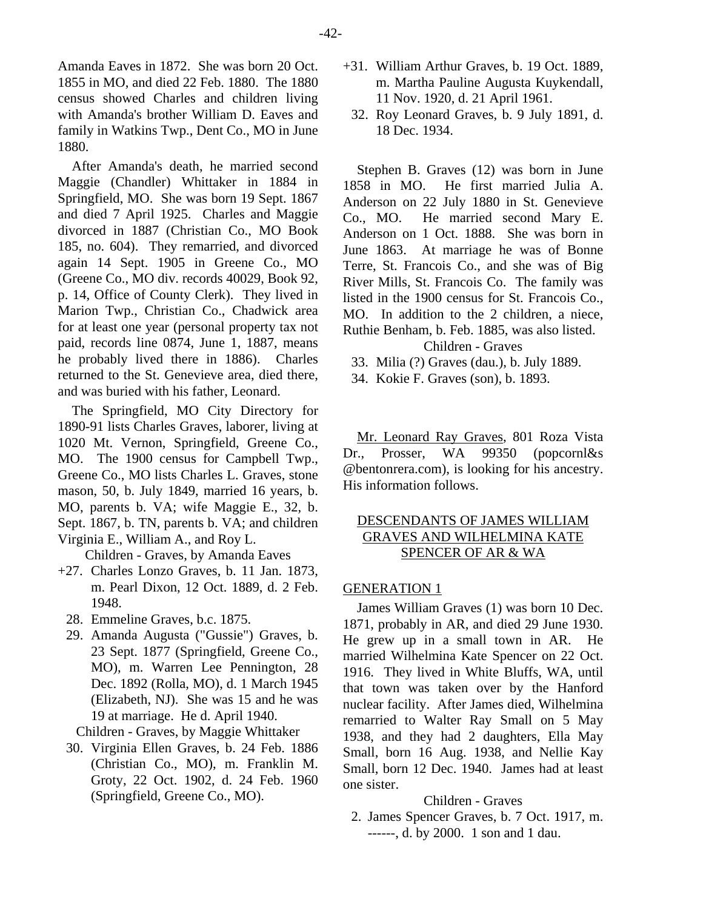Amanda Eaves in 1872. She was born 20 Oct. 1855 in MO, and died 22 Feb. 1880. The 1880 census showed Charles and children living with Amanda's brother William D. Eaves and family in Watkins Twp., Dent Co., MO in June 1880.

After Amanda's death, he married second Maggie (Chandler) Whittaker in 1884 in Springfield, MO. She was born 19 Sept. 1867 and died 7 April 1925. Charles and Maggie divorced in 1887 (Christian Co., MO Book 185, no. 604). They remarried, and divorced again 14 Sept. 1905 in Greene Co., MO (Greene Co., MO div. records 40029, Book 92, p. 14, Office of County Clerk). They lived in Marion Twp., Christian Co., Chadwick area for at least one year (personal property tax not paid, records line 0874, June 1, 1887, means he probably lived there in 1886). Charles returned to the St. Genevieve area, died there, and was buried with his father, Leonard.

The Springfield, MO City Directory for 1890-91 lists Charles Graves, laborer, living at 1020 Mt. Vernon, Springfield, Greene Co., MO. The 1900 census for Campbell Twp., Greene Co., MO lists Charles L. Graves, stone mason, 50, b. July 1849, married 16 years, b. MO, parents b. VA; wife Maggie E., 32, b. Sept. 1867, b. TN, parents b. VA; and children Virginia E., William A., and Roy L.

Children - Graves, by Amanda Eaves

+27. Charles Lonzo Graves, b. 11 Jan. 1873, m. Pearl Dixon, 12 Oct. 1889, d. 2 Feb. 1948.
28. Emmeline Graves, b.c. 1875.
29. Amanda Augusta ("Gussie") Graves, b. 23 Sept. 1877 (Springfield, Greene Co., MO), m. Warren Lee Pennington, 28 Dec. 1892 (Rolla, MO), d. 1 March 1945 (Elizabeth, NJ). She was 15 and he was 19 at marriage. He d. April 1940.

Children - Graves, by Maggie Whittaker

30. Virginia Ellen Graves, b. 24 Feb. 1886 (Christian Co., MO), m. Franklin M. Groty, 22 Oct. 1902, d. 24 Feb. 1960 (Springfield, Greene Co., MO).
+31. William Arthur Graves, b. 19 Oct. 1889, m. Martha Pauline Augusta Kuykendall, 11 Nov. 1920, d. 21 April 1961.
32. Roy Leonard Graves, b. 9 July 1891, d. 18 Dec. 1934.

Stephen B. Graves (12) was born in June 1858 in MO. He first married Julia A. Anderson on 22 July 1880 in St. Genevieve Co., MO. He married second Mary E. Anderson on 1 Oct. 1888. She was born in June 1863. At marriage he was of Bonne Terre, St. Francois Co., and she was of Big River Mills, St. Francois Co. The family was listed in the 1900 census for St. Francois Co., MO. In addition to the 2 children, a niece, Ruthie Benham, b. Feb. 1885, was also listed.

Children - Graves

33. Milia (?) Graves (dau.), b. July 1889.
34. Kokie F. Graves (son), b. 1893.

Mr. Leonard Ray Graves, 801 Roza Vista Dr., Prosser, WA 99350 (popcornl&s @bentonrera.com), is looking for his ancestry. His information follows.

## DESCENDANTS OF JAMES WILLIAM GRAVES AND WILHELMINA KATE SPENCER OF AR & WA

### GENERATION 1

James William Graves (1) was born 10 Dec. 1871, probably in AR, and died 29 June 1930. He grew up in a small town in AR. He married Wilhelmina Kate Spencer on 22 Oct. 1916. They lived in White Bluffs, WA, until that town was taken over by the Hanford nuclear facility. After James died, Wilhelmina remarried to Walter Ray Small on 5 May 1938, and they had 2 daughters, Ella May Small, born 16 Aug. 1938, and Nellie Kay Small, born 12 Dec. 1940. James had at least one sister.

Children - Graves

2. James Spencer Graves, b. 7 Oct. 1917, m. ------, d. by 2000. 1 son and 1 dau.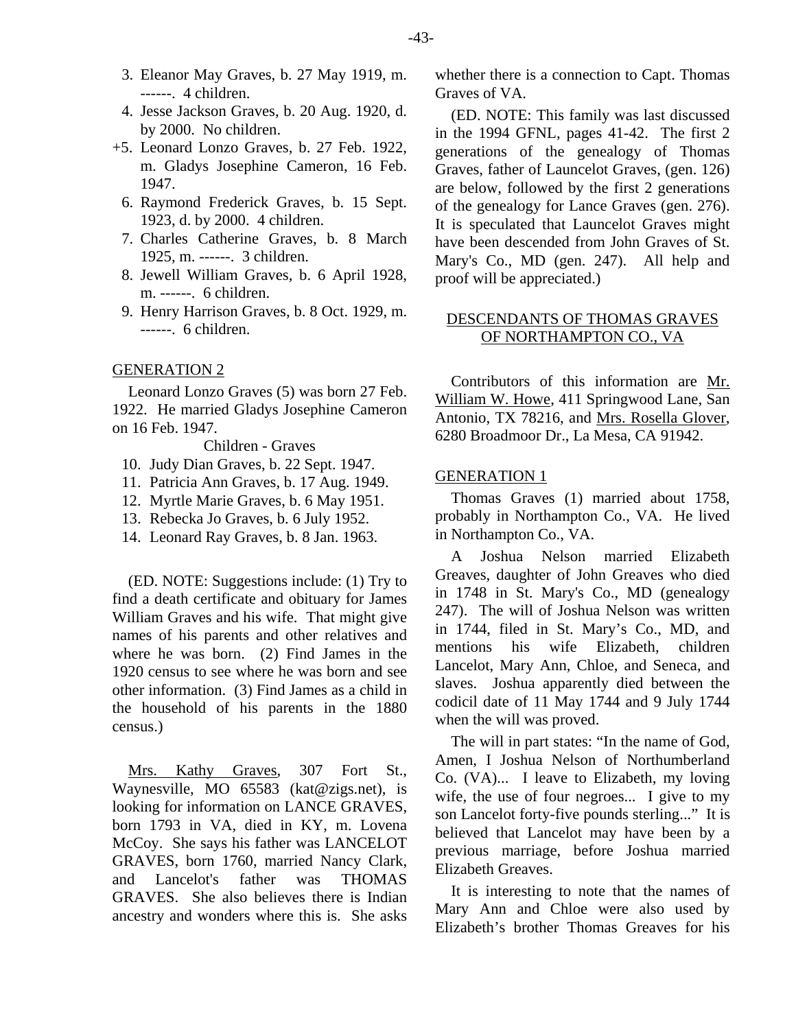3. Eleanor May Graves, b. 27 May 1919, m. ------. 4 children.
4. Jesse Jackson Graves, b. 20 Aug. 1920, d. by 2000. No children.

+5. Leonard Lonzo Graves, b. 27 Feb. 1922, m. Gladys Josephine Cameron, 16 Feb. 1947.

6. Raymond Frederick Graves, b. 15 Sept. 1923, d. by 2000. 4 children.
7. Charles Catherine Graves, b. 8 March 1925, m. ------. 3 children.
8. Jewell William Graves, b. 6 April 1928, m. ------. 6 children.
9. Henry Harrison Graves, b. 8 Oct. 1929, m. ------. 6 children.

GENERATION 2

Leonard Lonzo Graves (5) was born 27 Feb. 1922. He married Gladys Josephine Cameron on 16 Feb. 1947.

Children - Graves

10. Judy Dian Graves, b. 22 Sept. 1947.
11. Patricia Ann Graves, b. 17 Aug. 1949.
12. Myrtle Marie Graves, b. 6 May 1951.
13. Rebecka Jo Graves, b. 6 July 1952.
14. Leonard Ray Graves, b. 8 Jan. 1963.

(ED. NOTE: Suggestions include: (1) Try to find a death certificate and obituary for James William Graves and his wife. That might give names of his parents and other relatives and where he was born. (2) Find James in the 1920 census to see where he was born and see other information. (3) Find James as a child in the household of his parents in the 1880 census.)

Mrs. Kathy Graves, 307 Fort St., Waynesville, MO 65583 (kat@zigs.net), is looking for information on LANCE GRAVES, born 1793 in VA, died in KY, m. Lovena McCoy. She says his father was LANCELOT GRAVES, born 1760, married Nancy Clark, and Lancelot's father was THOMAS GRAVES. She also believes there is Indian ancestry and wonders where this is. She asks whether there is a connection to Capt. Thomas Graves of VA.

(ED. NOTE: This family was last discussed in the 1994 GFNL, pages 41-42. The first 2 generations of the genealogy of Thomas Graves, father of Launcelot Graves, (gen. 126) are below, followed by the first 2 generations of the genealogy for Lance Graves (gen. 276). It is speculated that Launcelot Graves might have been descended from John Graves of St. Mary's Co., MD (gen. 247). All help and proof will be appreciated.)

DESCENDANTS OF THOMAS GRAVES OF NORTHAMPTON CO., VA

Contributors of this information are Mr. William W. Howe, 411 Springwood Lane, San Antonio, TX 78216, and Mrs. Rosella Glover, 6280 Broadmoor Dr., La Mesa, CA 91942.

GENERATION 1

Thomas Graves (1) married about 1758, probably in Northampton Co., VA. He lived in Northampton Co., VA.

A Joshua Nelson married Elizabeth Greaves, daughter of John Greaves who died in 1748 in St. Mary's Co., MD (genealogy 247). The will of Joshua Nelson was written in 1744, filed in St. Mary's Co., MD, and mentions his wife Elizabeth, children Lancelot, Mary Ann, Chloe, and Seneca, and slaves. Joshua apparently died between the codicil date of 11 May 1744 and 9 July 1744 when the will was proved.

The will in part states: "In the name of God, Amen, I Joshua Nelson of Northumberland Co. (VA)... I leave to Elizabeth, my loving wife, the use of four negroes... I give to my son Lancelot forty-five pounds sterling..." It is believed that Lancelot may have been by a previous marriage, before Joshua married Elizabeth Greaves.

It is interesting to note that the names of Mary Ann and Chloe were also used by Elizabeth's brother Thomas Greaves for his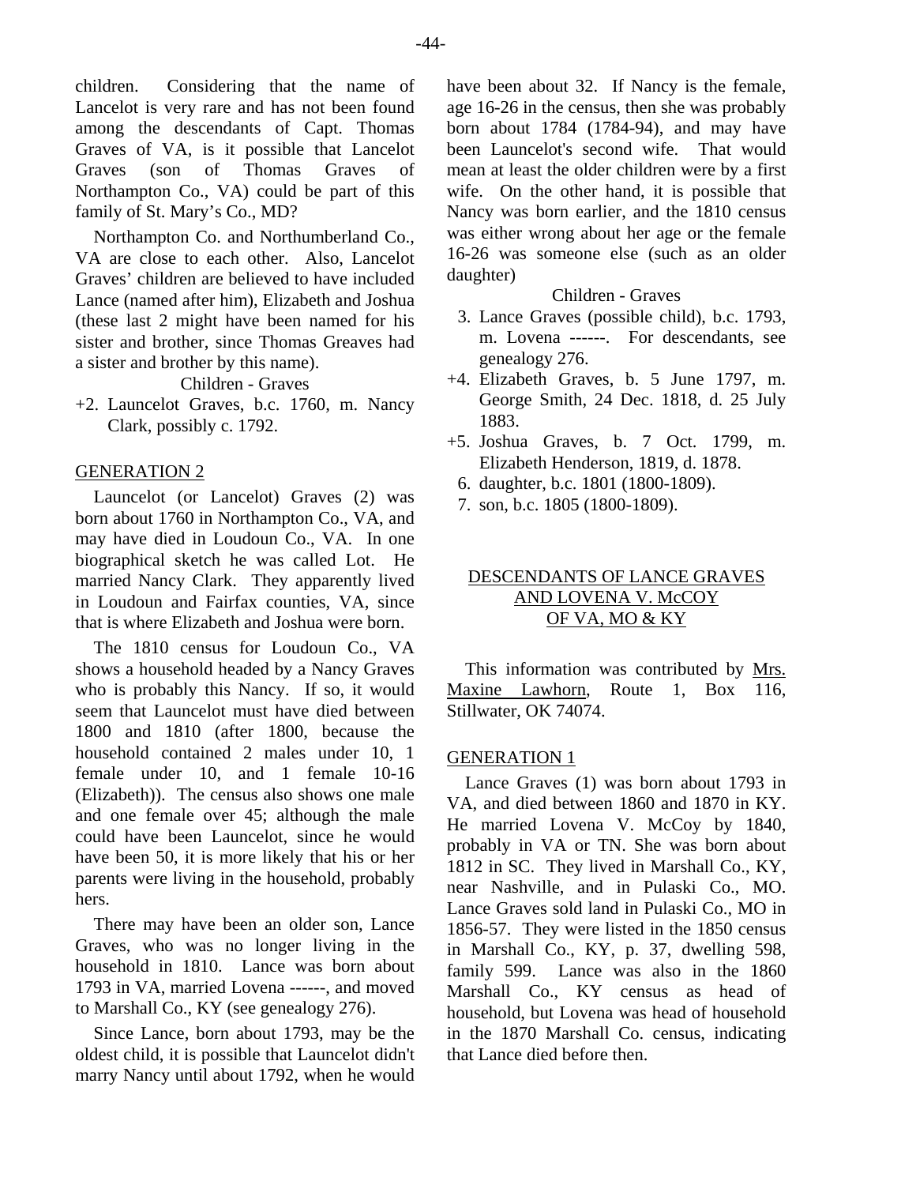children. Considering that the name of Lancelot is very rare and has not been found among the descendants of Capt. Thomas Graves of VA, is it possible that Lancelot Graves (son of Thomas Graves of Northampton Co., VA) could be part of this family of St. Mary's Co., MD?

Northampton Co. and Northumberland Co., VA are close to each other. Also, Lancelot Graves' children are believed to have included Lance (named after him), Elizabeth and Joshua (these last 2 might have been named for his sister and brother, since Thomas Greaves had a sister and brother by this name).

Children - Graves

+2. Launcelot Graves, b.c. 1760, m. Nancy Clark, possibly c. 1792.

## GENERATION 2

Launcelot (or Lancelot) Graves (2) was born about 1760 in Northampton Co., VA, and may have died in Loudoun Co., VA. In one biographical sketch he was called Lot. He married Nancy Clark. They apparently lived in Loudoun and Fairfax counties, VA, since that is where Elizabeth and Joshua were born.

The 1810 census for Loudoun Co., VA shows a household headed by a Nancy Graves who is probably this Nancy. If so, it would seem that Launcelot must have died between 1800 and 1810 (after 1800, because the household contained 2 males under 10, 1 female under 10, and 1 female 10-16 (Elizabeth)). The census also shows one male and one female over 45; although the male could have been Launcelot, since he would have been 50, it is more likely that his or her parents were living in the household, probably hers.

There may have been an older son, Lance Graves, who was no longer living in the household in 1810. Lance was born about 1793 in VA, married Lovena ------, and moved to Marshall Co., KY (see genealogy 276).

Since Lance, born about 1793, may be the oldest child, it is possible that Launcelot didn't marry Nancy until about 1792, when he would have been about 32. If Nancy is the female, age 16-26 in the census, then she was probably born about 1784 (1784-94), and may have been Launcelot's second wife. That would mean at least the older children were by a first wife. On the other hand, it is possible that Nancy was born earlier, and the 1810 census was either wrong about her age or the female 16-26 was someone else (such as an older daughter)

Children - Graves

3. Lance Graves (possible child), b.c. 1793, m. Lovena ------. For descendants, see genealogy 276.
+4. Elizabeth Graves, b. 5 June 1797, m. George Smith, 24 Dec. 1818, d. 25 July 1883.
+5. Joshua Graves, b. 7 Oct. 1799, m. Elizabeth Henderson, 1819, d. 1878.
6. daughter, b.c. 1801 (1800-1809).
7. son, b.c. 1805 (1800-1809).

# DESCENDANTS OF LANCE GRAVES AND LOVENA V. McCOY OF VA, MO & KY

This information was contributed by Mrs. Maxine Lawhorn, Route 1, Box 116, Stillwater, OK 74074.

## GENERATION 1

Lance Graves (1) was born about 1793 in VA, and died between 1860 and 1870 in KY. He married Lovena V. McCoy by 1840, probably in VA or TN. She was born about 1812 in SC. They lived in Marshall Co., KY, near Nashville, and in Pulaski Co., MO. Lance Graves sold land in Pulaski Co., MO in 1856-57. They were listed in the 1850 census in Marshall Co., KY, p. 37, dwelling 598, family 599. Lance was also in the 1860 Marshall Co., KY census as head of household, but Lovena was head of household in the 1870 Marshall Co. census, indicating that Lance died before then.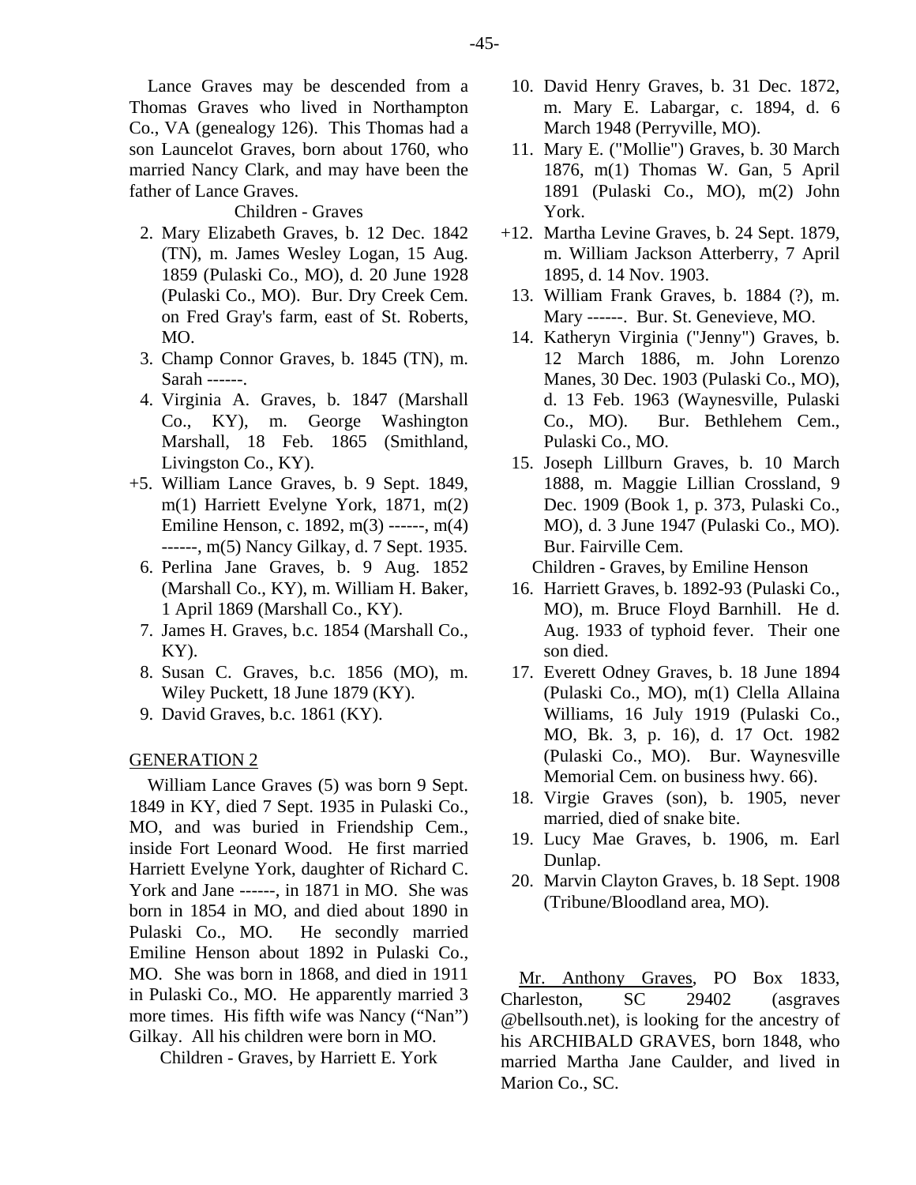Lance Graves may be descended from a Thomas Graves who lived in Northampton Co., VA (genealogy 126). This Thomas had a son Launcelot Graves, born about 1760, who married Nancy Clark, and may have been the father of Lance Graves.

Children - Graves

2. Mary Elizabeth Graves, b. 12 Dec. 1842 (TN), m. James Wesley Logan, 15 Aug. 1859 (Pulaski Co., MO), d. 20 June 1928 (Pulaski Co., MO). Bur. Dry Creek Cem. on Fred Gray's farm, east of St. Roberts, MO.
3. Champ Connor Graves, b. 1845 (TN), m. Sarah ------.
4. Virginia A. Graves, b. 1847 (Marshall Co., KY), m. George Washington Marshall, 18 Feb. 1865 (Smithland, Livingston Co., KY).

+5. William Lance Graves, b. 9 Sept. 1849, m(1) Harriett Evelyne York, 1871, m(2) Emiline Henson, c. 1892, m(3) ------, m(4) ------, m(5) Nancy Gilkay, d. 7 Sept. 1935.

6. Perlina Jane Graves, b. 9 Aug. 1852 (Marshall Co., KY), m. William H. Baker, 1 April 1869 (Marshall Co., KY).
7. James H. Graves, b.c. 1854 (Marshall Co., KY).
8. Susan C. Graves, b.c. 1856 (MO), m. Wiley Puckett, 18 June 1879 (KY).
9. David Graves, b.c. 1861 (KY).

GENERATION 2

William Lance Graves (5) was born 9 Sept. 1849 in KY, died 7 Sept. 1935 in Pulaski Co., MO, and was buried in Friendship Cem., inside Fort Leonard Wood. He first married Harriett Evelyne York, daughter of Richard C. York and Jane ------, in 1871 in MO. She was born in 1854 in MO, and died about 1890 in Pulaski Co., MO. He secondly married Emiline Henson about 1892 in Pulaski Co., MO. She was born in 1868, and died in 1911 in Pulaski Co., MO. He apparently married 3 more times. His fifth wife was Nancy ("Nan") Gilkay. All his children were born in MO.

Children - Graves, by Harriett E. York

10. David Henry Graves, b. 31 Dec. 1872, m. Mary E. Labargar, c. 1894, d. 6 March 1948 (Perryville, MO).
11. Mary E. ("Mollie") Graves, b. 30 March 1876, m(1) Thomas W. Gan, 5 April 1891 (Pulaski Co., MO), m(2) John York.

+12. Martha Levine Graves, b. 24 Sept. 1879, m. William Jackson Atterberry, 7 April 1895, d. 14 Nov. 1903.

13. William Frank Graves, b. 1884 (?), m. Mary ------. Bur. St. Genevieve, MO.
14. Katheryn Virginia ("Jenny") Graves, b. 12 March 1886, m. John Lorenzo Manes, 30 Dec. 1903 (Pulaski Co., MO), d. 13 Feb. 1963 (Waynesville, Pulaski Co., MO). Bur. Bethlehem Cem., Pulaski Co., MO.
15. Joseph Lillburn Graves, b. 10 March 1888, m. Maggie Lillian Crossland, 9 Dec. 1909 (Book 1, p. 373, Pulaski Co., MO), d. 3 June 1947 (Pulaski Co., MO). Bur. Fairville Cem.

Children - Graves, by Emiline Henson

16. Harriett Graves, b. 1892-93 (Pulaski Co., MO), m. Bruce Floyd Barnhill. He d. Aug. 1933 of typhoid fever. Their one son died.
17. Everett Odney Graves, b. 18 June 1894 (Pulaski Co., MO), m(1) Clella Allaina Williams, 16 July 1919 (Pulaski Co., MO, Bk. 3, p. 16), d. 17 Oct. 1982 (Pulaski Co., MO). Bur. Waynesville Memorial Cem. on business hwy. 66).
18. Virgie Graves (son), b. 1905, never married, died of snake bite.
19. Lucy Mae Graves, b. 1906, m. Earl Dunlap.
20. Marvin Clayton Graves, b. 18 Sept. 1908 (Tribune/Bloodland area, MO).

Mr. Anthony Graves, PO Box 1833, Charleston, SC 29402 (asgraves @bellsouth.net), is looking for the ancestry of his ARCHIBALD GRAVES, born 1848, who married Martha Jane Caulder, and lived in Marion Co., SC.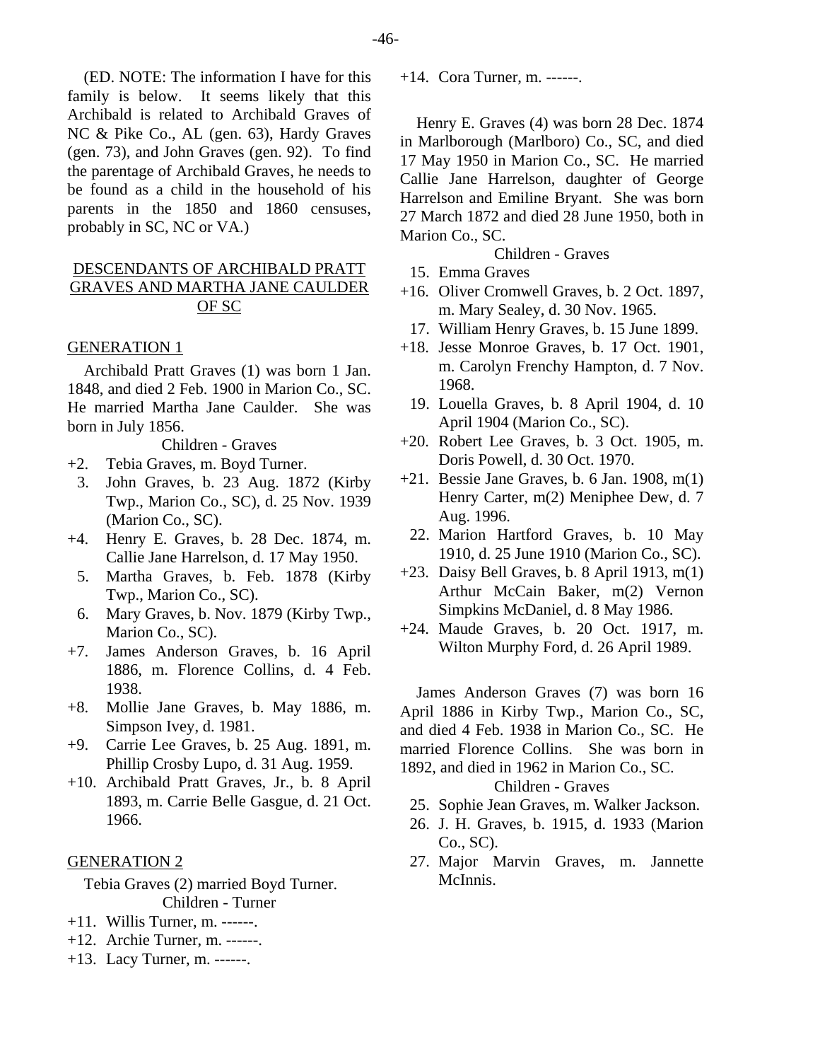(ED. NOTE: The information I have for this family is below. It seems likely that this Archibald is related to Archibald Graves of NC & Pike Co., AL (gen. 63), Hardy Graves (gen. 73), and John Graves (gen. 92). To find the parentage of Archibald Graves, he needs to be found as a child in the household of his parents in the 1850 and 1860 censuses, probably in SC, NC or VA.)

## DESCENDANTS OF ARCHIBALD PRATT GRAVES AND MARTHA JANE CAULDER OF SC

### GENERATION 1

Archibald Pratt Graves (1) was born 1 Jan. 1848, and died 2 Feb. 1900 in Marion Co., SC. He married Martha Jane Caulder. She was born in July 1856.

Children - Graves

- +2. Tebia Graves, m. Boyd Turner.
- 3. John Graves, b. 23 Aug. 1872 (Kirby Twp., Marion Co., SC), d. 25 Nov. 1939 (Marion Co., SC).
- +4. Henry E. Graves, b. 28 Dec. 1874, m. Callie Jane Harrelson, d. 17 May 1950.
- 5. Martha Graves, b. Feb. 1878 (Kirby Twp., Marion Co., SC).
- 6. Mary Graves, b. Nov. 1879 (Kirby Twp., Marion Co., SC).
- +7. James Anderson Graves, b. 16 April 1886, m. Florence Collins, d. 4 Feb. 1938.
- +8. Mollie Jane Graves, b. May 1886, m. Simpson Ivey, d. 1981.
- +9. Carrie Lee Graves, b. 25 Aug. 1891, m. Phillip Crosby Lupo, d. 31 Aug. 1959.
- +10. Archibald Pratt Graves, Jr., b. 8 April 1893, m. Carrie Belle Gasgue, d. 21 Oct. 1966.

### GENERATION 2

Tebia Graves (2) married Boyd Turner.

Children - Turner

- +11. Willis Turner, m. ------.
- +12. Archie Turner, m. ------.
- +13. Lacy Turner, m. ------.
- +14. Cora Turner, m. ------.

Henry E. Graves (4) was born 28 Dec. 1874 in Marlborough (Marlboro) Co., SC, and died 17 May 1950 in Marion Co., SC. He married Callie Jane Harrelson, daughter of George Harrelson and Emiline Bryant. She was born 27 March 1872 and died 28 June 1950, both in Marion Co., SC.

Children - Graves

- 15. Emma Graves
- +16. Oliver Cromwell Graves, b. 2 Oct. 1897, m. Mary Sealey, d. 30 Nov. 1965.
- 17. William Henry Graves, b. 15 June 1899.
- +18. Jesse Monroe Graves, b. 17 Oct. 1901, m. Carolyn Frenchy Hampton, d. 7 Nov. 1968.
- 19. Louella Graves, b. 8 April 1904, d. 10 April 1904 (Marion Co., SC).
- +20. Robert Lee Graves, b. 3 Oct. 1905, m. Doris Powell, d. 30 Oct. 1970.
- +21. Bessie Jane Graves, b. 6 Jan. 1908, m(1) Henry Carter, m(2) Meniphee Dew, d. 7 Aug. 1996.
- 22. Marion Hartford Graves, b. 10 May 1910, d. 25 June 1910 (Marion Co., SC).
- +23. Daisy Bell Graves, b. 8 April 1913, m(1) Arthur McCain Baker, m(2) Vernon Simpkins McDaniel, d. 8 May 1986.
- +24. Maude Graves, b. 20 Oct. 1917, m. Wilton Murphy Ford, d. 26 April 1989.

James Anderson Graves (7) was born 16 April 1886 in Kirby Twp., Marion Co., SC, and died 4 Feb. 1938 in Marion Co., SC. He married Florence Collins. She was born in 1892, and died in 1962 in Marion Co., SC.

Children - Graves

- 25. Sophie Jean Graves, m. Walker Jackson.
- 26. J. H. Graves, b. 1915, d. 1933 (Marion Co., SC).
- 27. Major Marvin Graves, m. Jannette McInnis.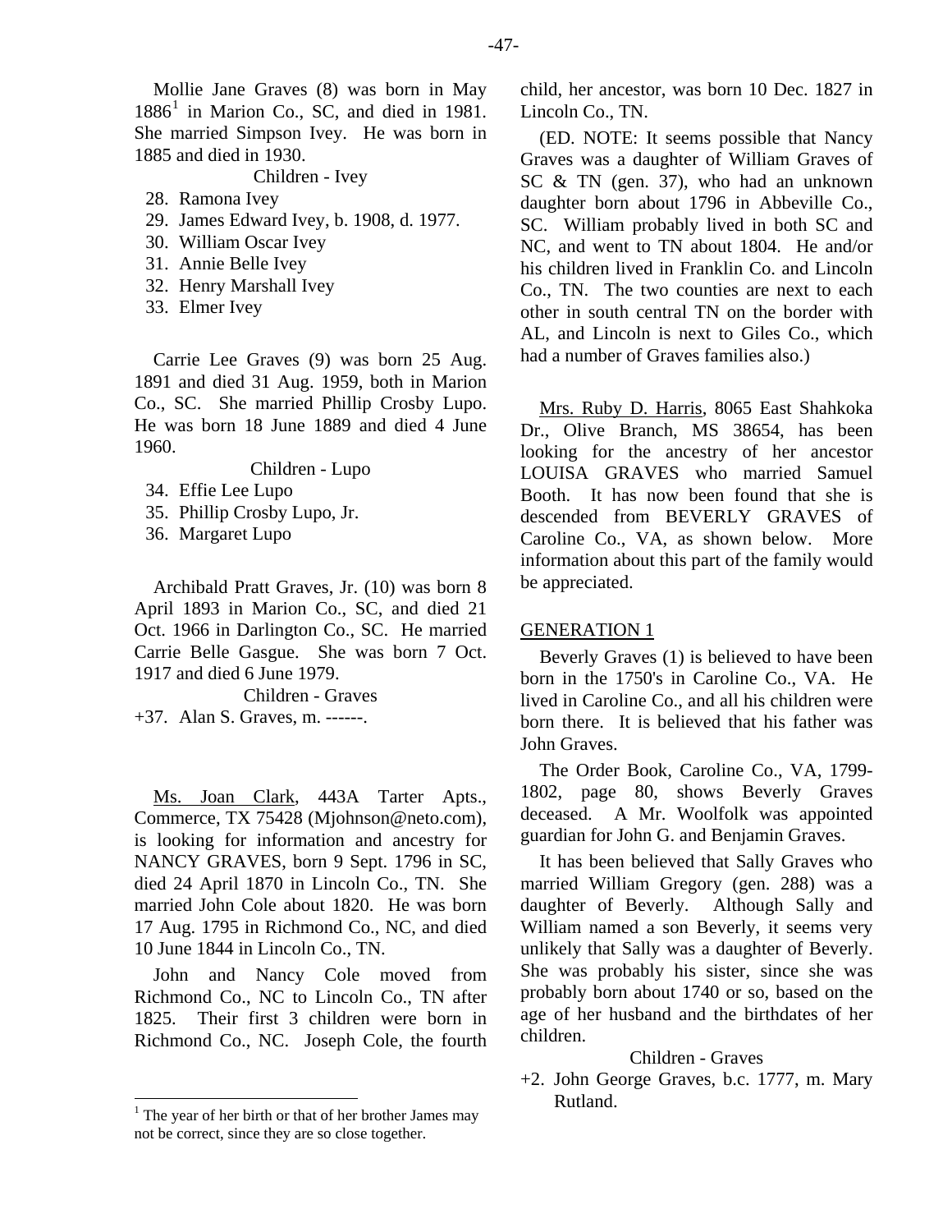Mollie Jane Graves (8) was born in May 1886[1] in Marion Co., SC, and died in 1981. She married Simpson Ivey. He was born in 1885 and died in 1930.

Children - Ivey

28. Ramona Ivey
29. James Edward Ivey, b. 1908, d. 1977.
30. William Oscar Ivey
31. Annie Belle Ivey
32. Henry Marshall Ivey
33. Elmer Ivey

Carrie Lee Graves (9) was born 25 Aug. 1891 and died 31 Aug. 1959, both in Marion Co., SC. She married Phillip Crosby Lupo. He was born 18 June 1889 and died 4 June 1960.

Children - Lupo

34. Effie Lee Lupo
35. Phillip Crosby Lupo, Jr.
36. Margaret Lupo

Archibald Pratt Graves, Jr. (10) was born 8 April 1893 in Marion Co., SC, and died 21 Oct. 1966 in Darlington Co., SC. He married Carrie Belle Gasgue. She was born 7 Oct. 1917 and died 6 June 1979.

Children - Graves

+37. Alan S. Graves, m. ------.

Ms. Joan Clark, 443A Tarter Apts., Commerce, TX 75428 (Mjohnson@neto.com), is looking for information and ancestry for NANCY GRAVES, born 9 Sept. 1796 in SC, died 24 April 1870 in Lincoln Co., TN. She married John Cole about 1820. He was born 17 Aug. 1795 in Richmond Co., NC, and died 10 June 1844 in Lincoln Co., TN.

John and Nancy Cole moved from Richmond Co., NC to Lincoln Co., TN after 1825. Their first 3 children were born in Richmond Co., NC. Joseph Cole, the fourth child, her ancestor, was born 10 Dec. 1827 in Lincoln Co., TN.

(ED. NOTE: It seems possible that Nancy Graves was a daughter of William Graves of SC & TN (gen. 37), who had an unknown daughter born about 1796 in Abbeville Co., SC. William probably lived in both SC and NC, and went to TN about 1804. He and/or his children lived in Franklin Co. and Lincoln Co., TN. The two counties are next to each other in south central TN on the border with AL, and Lincoln is next to Giles Co., which had a number of Graves families also.)

Mrs. Ruby D. Harris, 8065 East Shahkoka Dr., Olive Branch, MS 38654, has been looking for the ancestry of her ancestor LOUISA GRAVES who married Samuel Booth. It has now been found that she is descended from BEVERLY GRAVES of Caroline Co., VA, as shown below. More information about this part of the family would be appreciated.

GENERATION 1

Beverly Graves (1) is believed to have been born in the 1750's in Caroline Co., VA. He lived in Caroline Co., and all his children were born there. It is believed that his father was John Graves.

The Order Book, Caroline Co., VA, 1799-1802, page 80, shows Beverly Graves deceased. A Mr. Woolfolk was appointed guardian for John G. and Benjamin Graves.

It has been believed that Sally Graves who married William Gregory (gen. 288) was a daughter of Beverly. Although Sally and William named a son Beverly, it seems very unlikely that Sally was a daughter of Beverly. She was probably his sister, since she was probably born about 1740 or so, based on the age of her husband and the birthdates of her children.

Children - Graves

+2. John George Graves, b.c. 1777, m. Mary Rutland.

[1] The year of her birth or that of her brother James may not be correct, since they are so close together.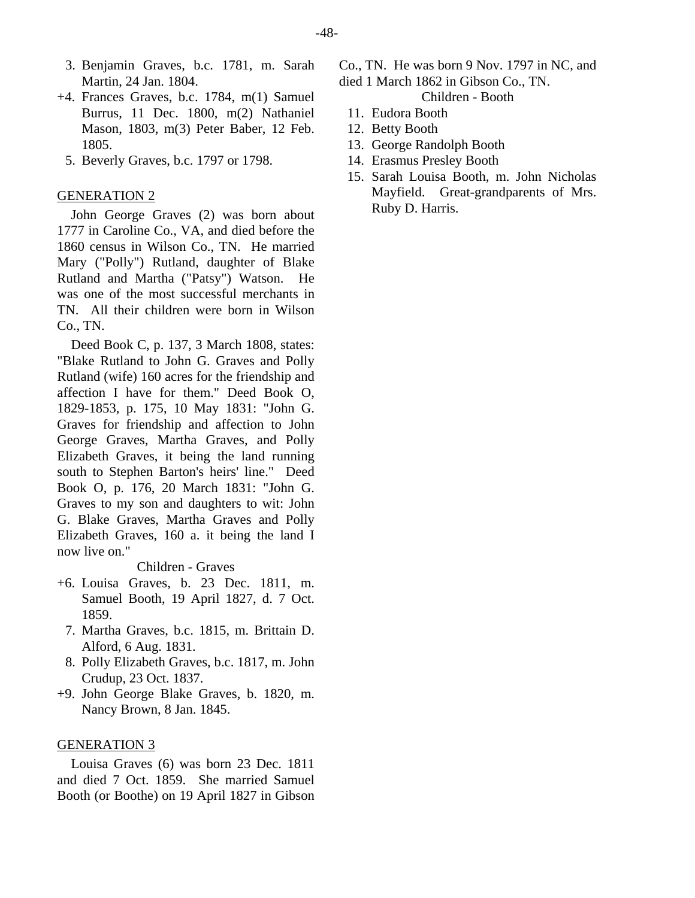3. Benjamin Graves, b.c. 1781, m. Sarah Martin, 24 Jan. 1804.

+4. Frances Graves, b.c. 1784, m(1) Samuel Burrus, 11 Dec. 1800, m(2) Nathaniel Mason, 1803, m(3) Peter Baber, 12 Feb. 1805.

5. Beverly Graves, b.c. 1797 or 1798.

## GENERATION 2

John George Graves (2) was born about 1777 in Caroline Co., VA, and died before the 1860 census in Wilson Co., TN. He married Mary ("Polly") Rutland, daughter of Blake Rutland and Martha ("Patsy") Watson. He was one of the most successful merchants in TN. All their children were born in Wilson Co., TN.

Deed Book C, p. 137, 3 March 1808, states: "Blake Rutland to John G. Graves and Polly Rutland (wife) 160 acres for the friendship and affection I have for them." Deed Book O, 1829-1853, p. 175, 10 May 1831: "John G. Graves for friendship and affection to John George Graves, Martha Graves, and Polly Elizabeth Graves, it being the land running south to Stephen Barton's heirs' line." Deed Book O, p. 176, 20 March 1831: "John G. Graves to my son and daughters to wit: John G. Blake Graves, Martha Graves and Polly Elizabeth Graves, 160 a. it being the land I now live on."

Children - Graves

+6. Louisa Graves, b. 23 Dec. 1811, m. Samuel Booth, 19 April 1827, d. 7 Oct. 1859.

7. Martha Graves, b.c. 1815, m. Brittain D. Alford, 6 Aug. 1831.

8. Polly Elizabeth Graves, b.c. 1817, m. John Crudup, 23 Oct. 1837.

+9. John George Blake Graves, b. 1820, m. Nancy Brown, 8 Jan. 1845.

## GENERATION 3

Louisa Graves (6) was born 23 Dec. 1811 and died 7 Oct. 1859. She married Samuel Booth (or Boothe) on 19 April 1827 in Gibson Co., TN. He was born 9 Nov. 1797 in NC, and died 1 March 1862 in Gibson Co., TN.

Children - Booth

11. Eudora Booth
12. Betty Booth
13. George Randolph Booth
14. Erasmus Presley Booth
15. Sarah Louisa Booth, m. John Nicholas Mayfield. Great-grandparents of Mrs. Ruby D. Harris.